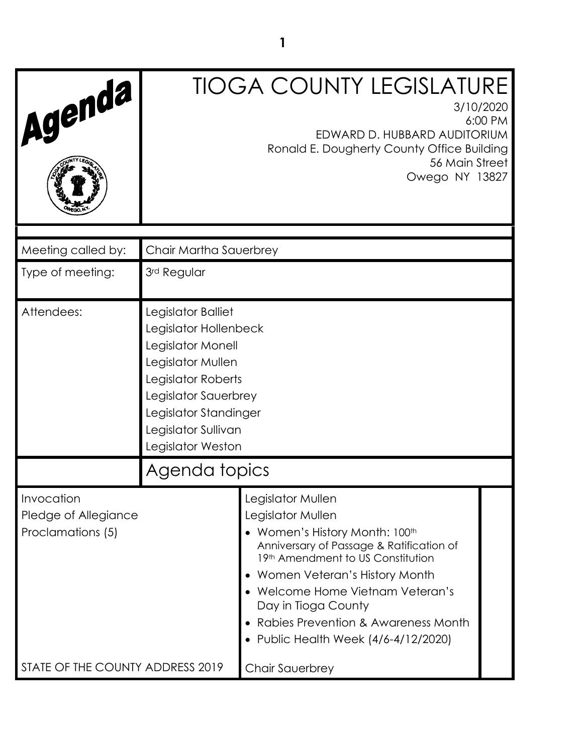# Agenda

# TIOGA COUNTY LEGISLATURE

3/10/2020
6:00 PM
EDWARD D. HUBBARD AUDITORIUM
Ronald E. Dougherty County Office Building
56 Main Street
Owego NY 13827

| | |
|---|---|
| Meeting called by: | Chair Martha Sauerbrey |
| Type of meeting: | 3rd Regular |
| Attendees: | Legislator Balliet<br>Legislator Hollenbeck<br>Legislator Monell<br>Legislator Mullen<br>Legislator Roberts<br>Legislator Sauerbrey<br>Legislator Standinger<br>Legislator Sullivan<br>Legislator Weston |

## Agenda topics

| | | |
|---|---|---|
| Invocation | Legislator Mullen | |
| Pledge of Allegiance | Legislator Mullen | |
| Proclamations (5) | • Women's History Month: 100th Anniversary of Passage & Ratification of 19th Amendment to US Constitution<br>• Women Veteran's History Month<br>• Welcome Home Vietnam Veteran's Day in Tioga County<br>• Rabies Prevention & Awareness Month<br>• Public Health Week (4/6-4/12/2020) | |
| STATE OF THE COUNTY ADDRESS 2019 | Chair Sauerbrey | |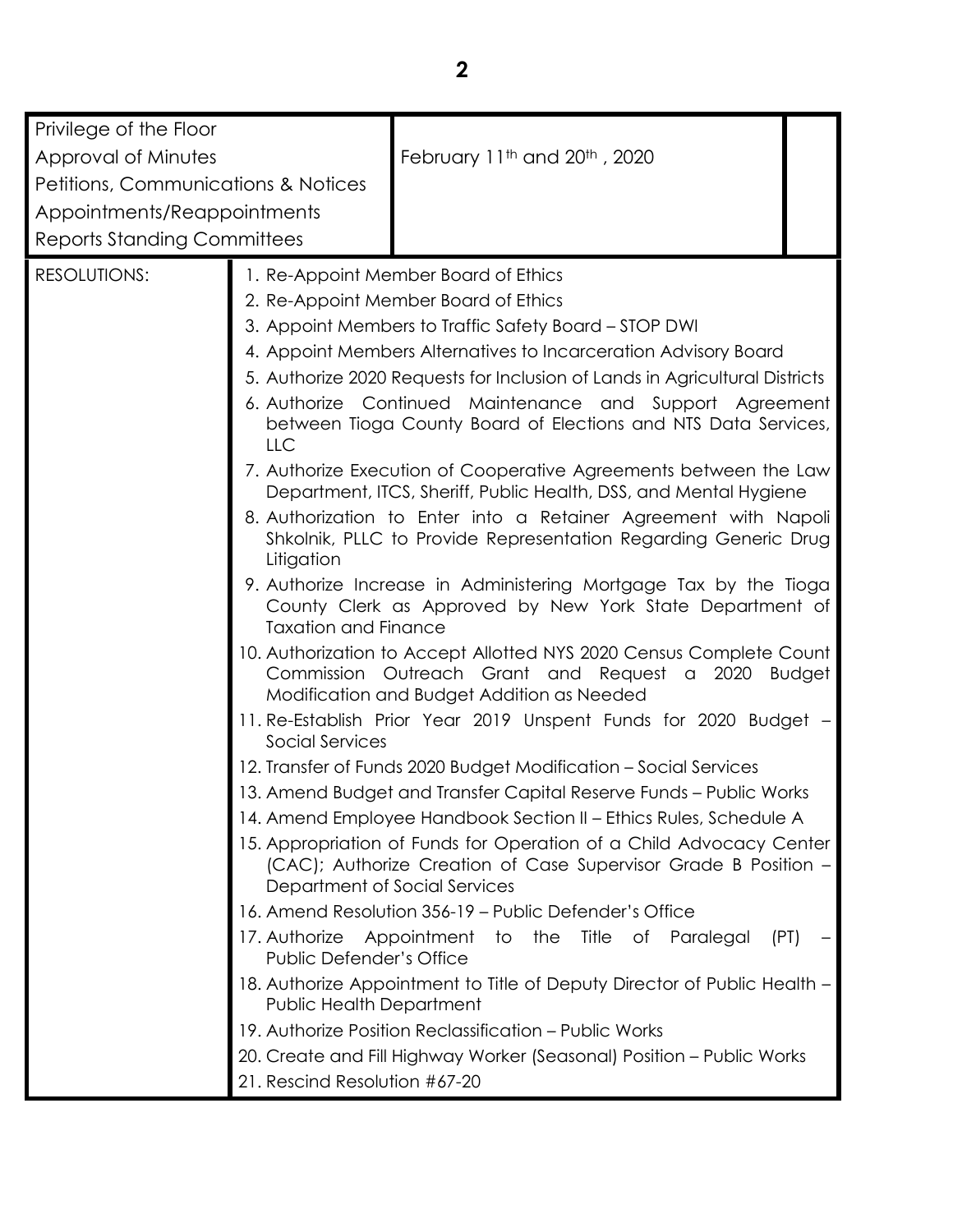| | | |
|---|---|---|
| Privilege of the Floor<br>Approval of Minutes<br>Petitions, Communications & Notices<br>Appointments/Reappointments<br>Reports Standing Committees | February 11th and 20th , 2020 | |

| | |
|---|---|
| RESOLUTIONS: | 1. Re-Appoint Member Board of Ethics<br>2. Re-Appoint Member Board of Ethics<br>3. Appoint Members to Traffic Safety Board – STOP DWI<br>4. Appoint Members Alternatives to Incarceration Advisory Board<br>5. Authorize 2020 Requests for Inclusion of Lands in Agricultural Districts<br>6. Authorize Continued Maintenance and Support Agreement between Tioga County Board of Elections and NTS Data Services, LLC<br>7. Authorize Execution of Cooperative Agreements between the Law Department, ITCS, Sheriff, Public Health, DSS, and Mental Hygiene<br>8. Authorization to Enter into a Retainer Agreement with Napoli Shkolnik, PLLC to Provide Representation Regarding Generic Drug Litigation<br>9. Authorize Increase in Administering Mortgage Tax by the Tioga County Clerk as Approved by New York State Department of Taxation and Finance<br>10. Authorization to Accept Allotted NYS 2020 Census Complete Count Commission Outreach Grant and Request a 2020 Budget Modification and Budget Addition as Needed<br>11. Re-Establish Prior Year 2019 Unspent Funds for 2020 Budget – Social Services<br>12. Transfer of Funds 2020 Budget Modification – Social Services<br>13. Amend Budget and Transfer Capital Reserve Funds – Public Works<br>14. Amend Employee Handbook Section II – Ethics Rules, Schedule A<br>15. Appropriation of Funds for Operation of a Child Advocacy Center (CAC); Authorize Creation of Case Supervisor Grade B Position – Department of Social Services<br>16. Amend Resolution 356-19 – Public Defender's Office<br>17. Authorize Appointment to the Title of Paralegal (PT) – Public Defender's Office<br>18. Authorize Appointment to Title of Deputy Director of Public Health – Public Health Department<br>19. Authorize Position Reclassification – Public Works<br>20. Create and Fill Highway Worker (Seasonal) Position – Public Works<br>21. Rescind Resolution #67-20 |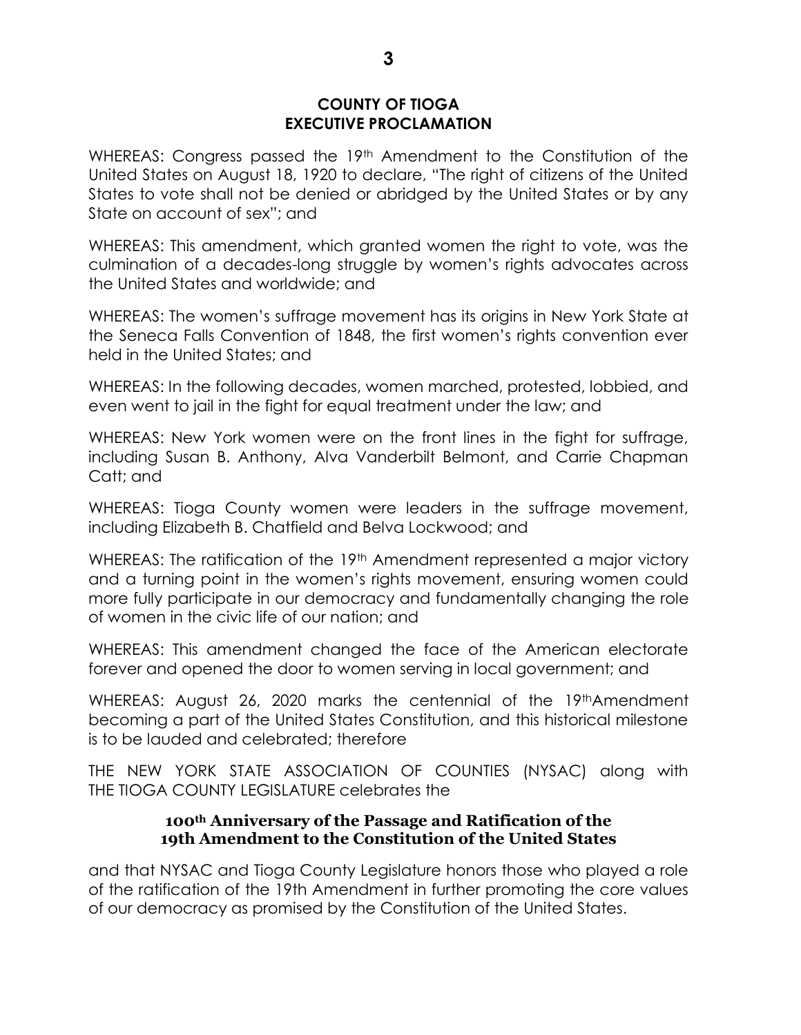## COUNTY OF TIOGA
## EXECUTIVE PROCLAMATION

WHEREAS: Congress passed the 19th Amendment to the Constitution of the United States on August 18, 1920 to declare, "The right of citizens of the United States to vote shall not be denied or abridged by the United States or by any State on account of sex"; and

WHEREAS: This amendment, which granted women the right to vote, was the culmination of a decades-long struggle by women's rights advocates across the United States and worldwide; and

WHEREAS: The women's suffrage movement has its origins in New York State at the Seneca Falls Convention of 1848, the first women's rights convention ever held in the United States; and

WHEREAS: In the following decades, women marched, protested, lobbied, and even went to jail in the fight for equal treatment under the law; and

WHEREAS: New York women were on the front lines in the fight for suffrage, including Susan B. Anthony, Alva Vanderbilt Belmont, and Carrie Chapman Catt; and

WHEREAS: Tioga County women were leaders in the suffrage movement, including Elizabeth B. Chatfield and Belva Lockwood; and

WHEREAS: The ratification of the 19th Amendment represented a major victory and a turning point in the women's rights movement, ensuring women could more fully participate in our democracy and fundamentally changing the role of women in the civic life of our nation; and

WHEREAS: This amendment changed the face of the American electorate forever and opened the door to women serving in local government; and

WHEREAS: August 26, 2020 marks the centennial of the 19thAmendment becoming a part of the United States Constitution, and this historical milestone is to be lauded and celebrated; therefore

THE NEW YORK STATE ASSOCIATION OF COUNTIES (NYSAC) along with THE TIOGA COUNTY LEGISLATURE celebrates the

**100th Anniversary of the Passage and Ratification of the 19th Amendment to the Constitution of the United States**

and that NYSAC and Tioga County Legislature honors those who played a role of the ratification of the 19th Amendment in further promoting the core values of our democracy as promised by the Constitution of the United States.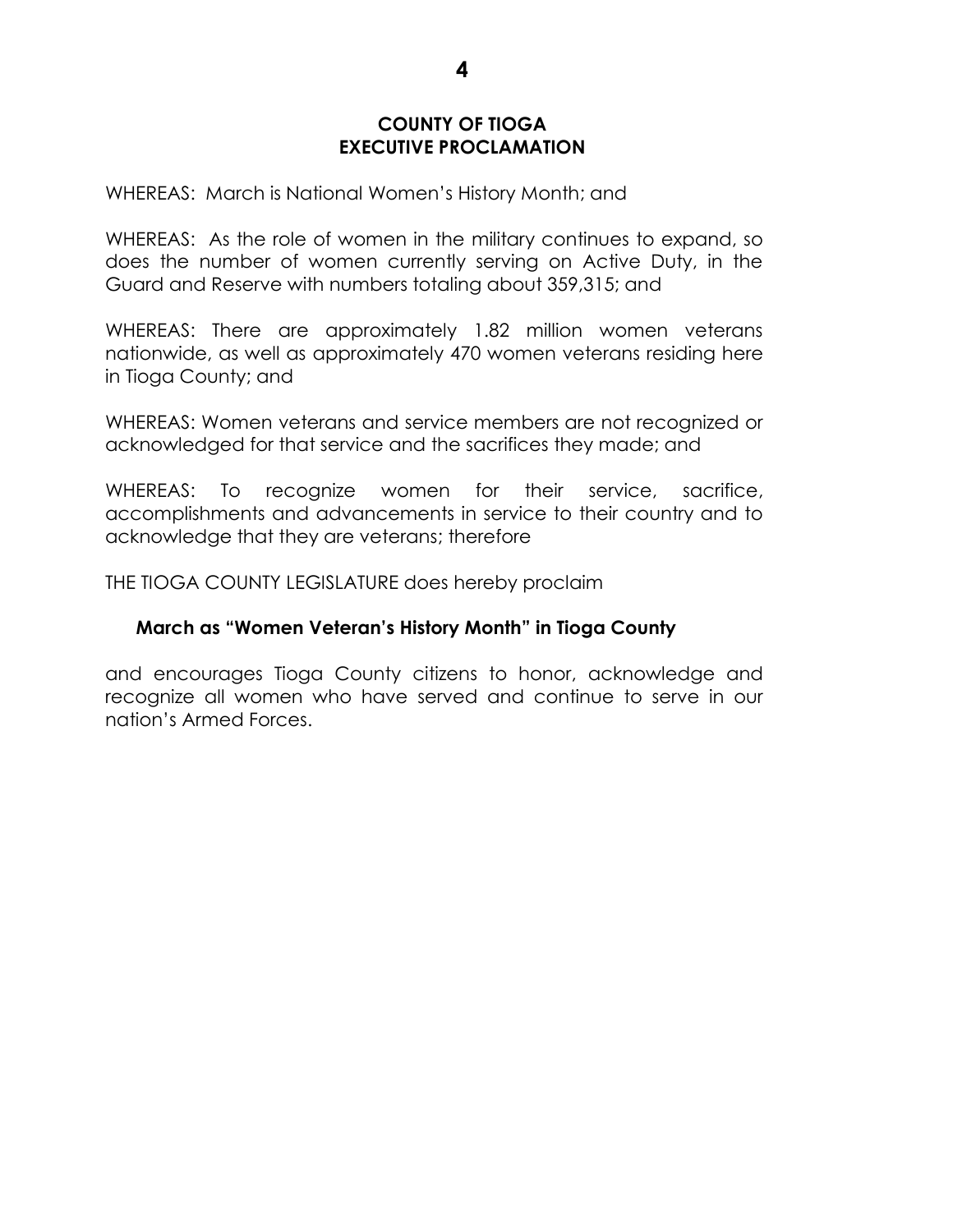**COUNTY OF TIOGA**
**EXECUTIVE PROCLAMATION**

WHEREAS: March is National Women's History Month; and

WHEREAS: As the role of women in the military continues to expand, so does the number of women currently serving on Active Duty, in the Guard and Reserve with numbers totaling about 359,315; and

WHEREAS: There are approximately 1.82 million women veterans nationwide, as well as approximately 470 women veterans residing here in Tioga County; and

WHEREAS: Women veterans and service members are not recognized or acknowledged for that service and the sacrifices they made; and

WHEREAS: To recognize women for their service, sacrifice, accomplishments and advancements in service to their country and to acknowledge that they are veterans; therefore

THE TIOGA COUNTY LEGISLATURE does hereby proclaim

**March as "Women Veteran's History Month" in Tioga County**

and encourages Tioga County citizens to honor, acknowledge and recognize all women who have served and continue to serve in our nation's Armed Forces.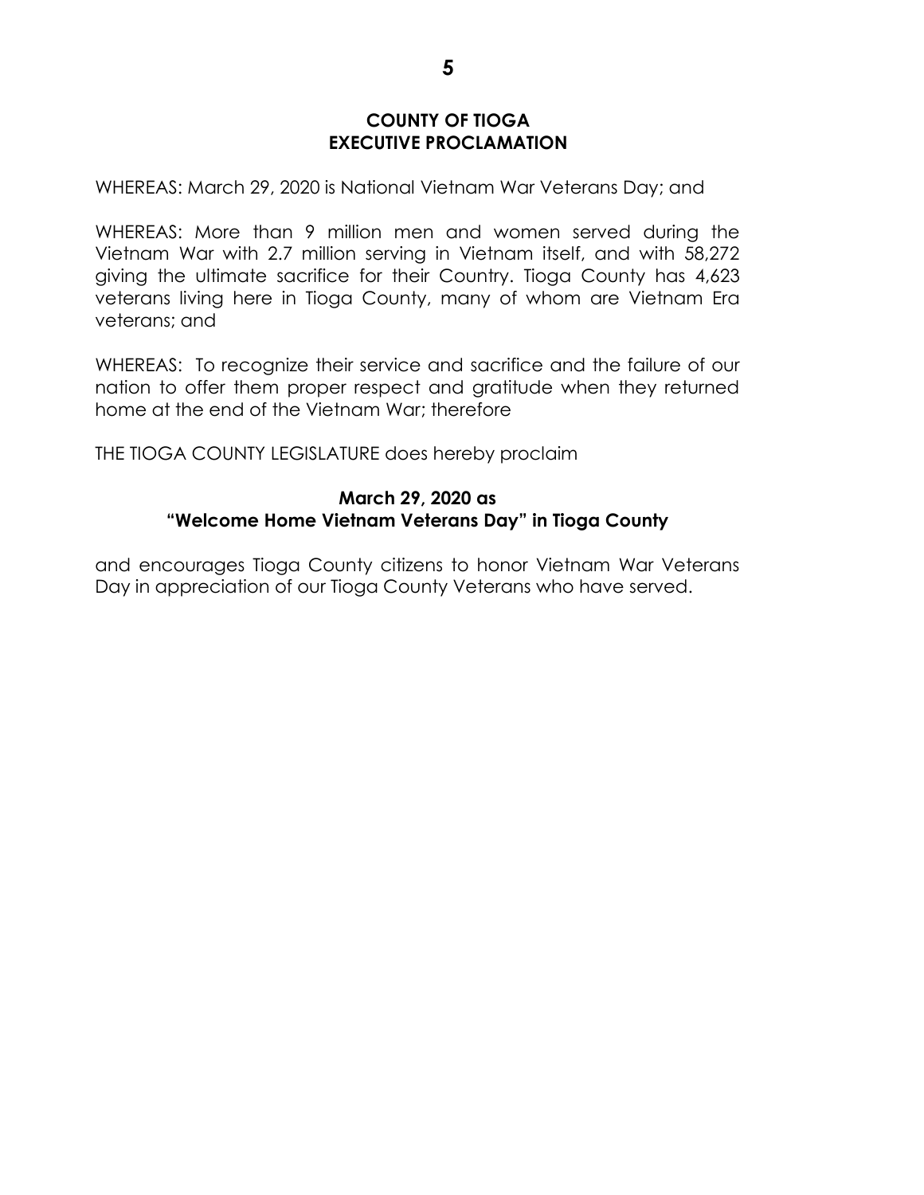## COUNTY OF TIOGA
## EXECUTIVE PROCLAMATION

WHEREAS: March 29, 2020 is National Vietnam War Veterans Day; and

WHEREAS: More than 9 million men and women served during the Vietnam War with 2.7 million serving in Vietnam itself, and with 58,272 giving the ultimate sacrifice for their Country. Tioga County has 4,623 veterans living here in Tioga County, many of whom are Vietnam Era veterans; and

WHEREAS: To recognize their service and sacrifice and the failure of our nation to offer them proper respect and gratitude when they returned home at the end of the Vietnam War; therefore

THE TIOGA COUNTY LEGISLATURE does hereby proclaim

**March 29, 2020 as**
**"Welcome Home Vietnam Veterans Day" in Tioga County**

and encourages Tioga County citizens to honor Vietnam War Veterans Day in appreciation of our Tioga County Veterans who have served.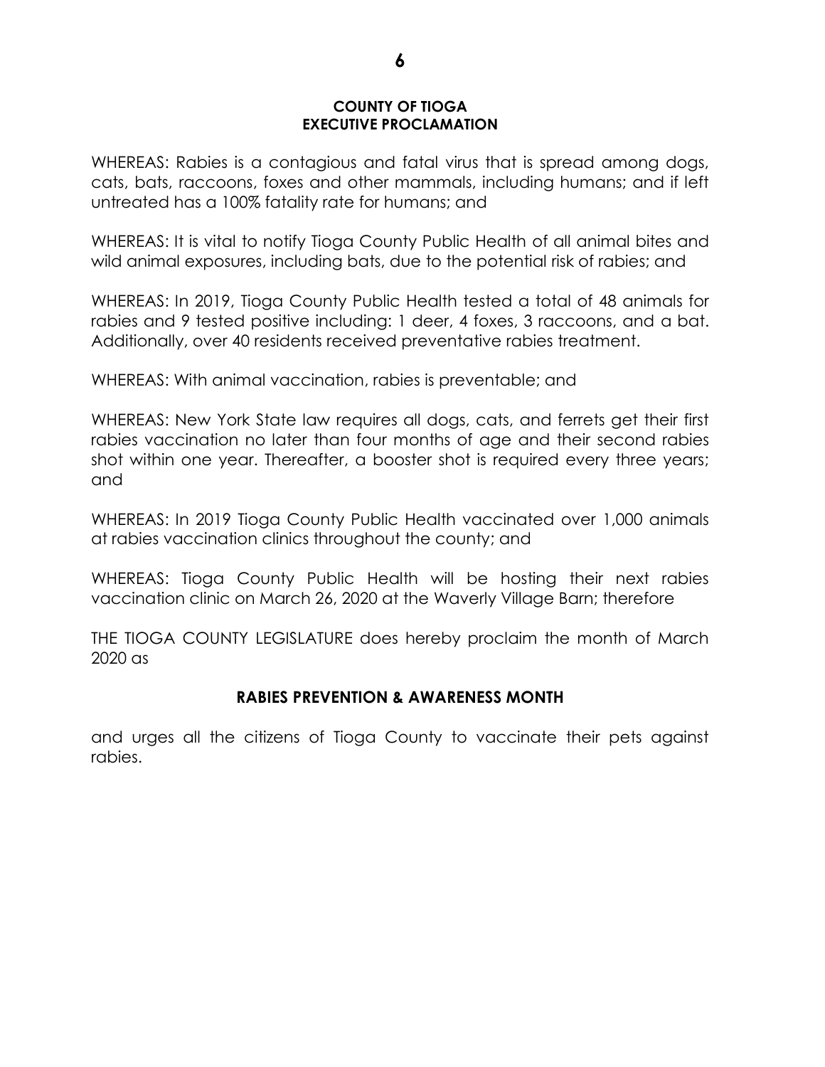**COUNTY OF TIOGA**
**EXECUTIVE PROCLAMATION**

WHEREAS: Rabies is a contagious and fatal virus that is spread among dogs, cats, bats, raccoons, foxes and other mammals, including humans; and if left untreated has a 100% fatality rate for humans; and

WHEREAS: It is vital to notify Tioga County Public Health of all animal bites and wild animal exposures, including bats, due to the potential risk of rabies; and

WHEREAS: In 2019, Tioga County Public Health tested a total of 48 animals for rabies and 9 tested positive including: 1 deer, 4 foxes, 3 raccoons, and a bat. Additionally, over 40 residents received preventative rabies treatment.

WHEREAS: With animal vaccination, rabies is preventable; and

WHEREAS: New York State law requires all dogs, cats, and ferrets get their first rabies vaccination no later than four months of age and their second rabies shot within one year. Thereafter, a booster shot is required every three years; and

WHEREAS: In 2019 Tioga County Public Health vaccinated over 1,000 animals at rabies vaccination clinics throughout the county; and

WHEREAS: Tioga County Public Health will be hosting their next rabies vaccination clinic on March 26, 2020 at the Waverly Village Barn; therefore

THE TIOGA COUNTY LEGISLATURE does hereby proclaim the month of March 2020 as

**RABIES PREVENTION & AWARENESS MONTH**

and urges all the citizens of Tioga County to vaccinate their pets against rabies.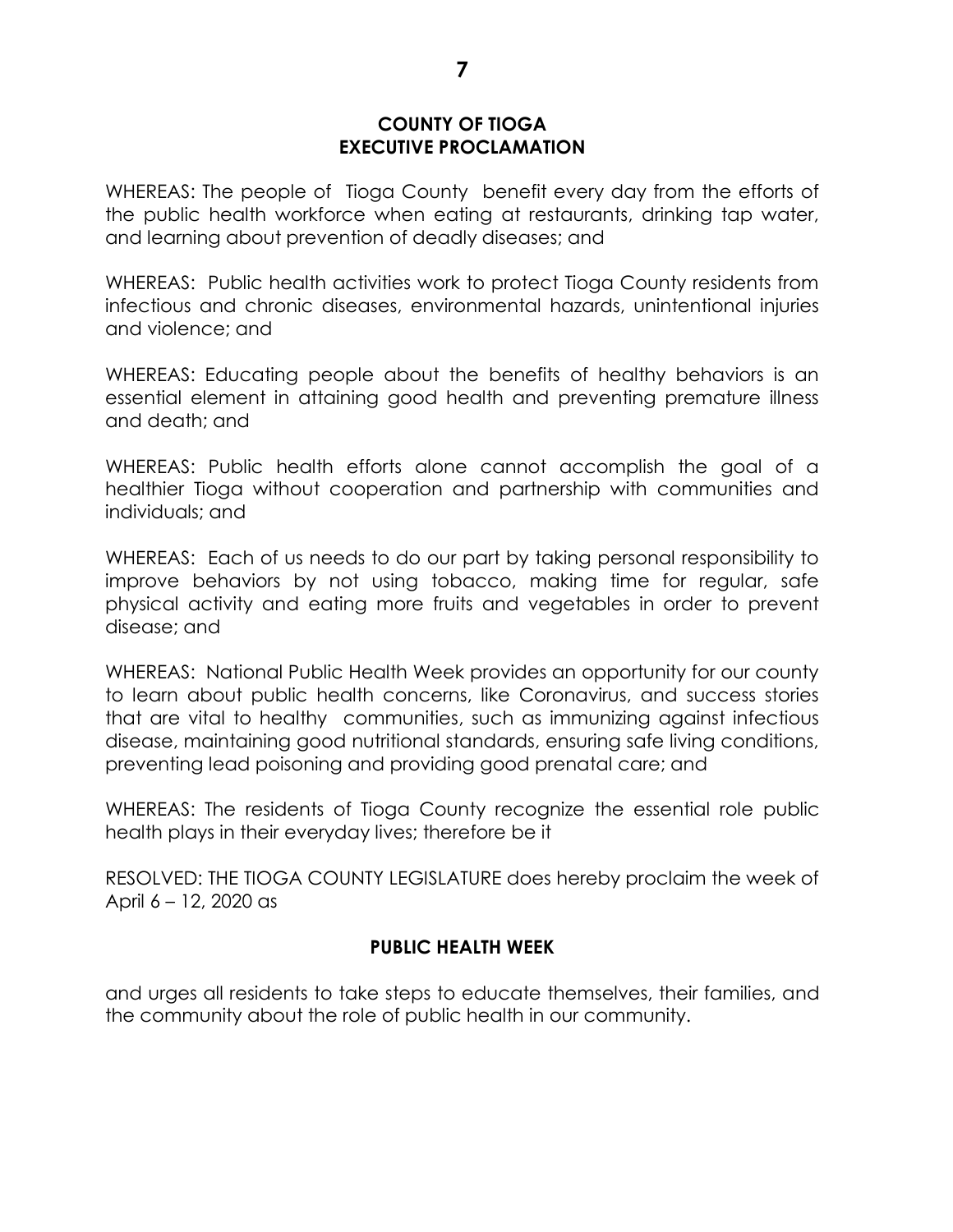## COUNTY OF TIOGA
## EXECUTIVE PROCLAMATION

WHEREAS: The people of Tioga County benefit every day from the efforts of the public health workforce when eating at restaurants, drinking tap water, and learning about prevention of deadly diseases; and

WHEREAS: Public health activities work to protect Tioga County residents from infectious and chronic diseases, environmental hazards, unintentional injuries and violence; and

WHEREAS: Educating people about the benefits of healthy behaviors is an essential element in attaining good health and preventing premature illness and death; and

WHEREAS: Public health efforts alone cannot accomplish the goal of a healthier Tioga without cooperation and partnership with communities and individuals; and

WHEREAS: Each of us needs to do our part by taking personal responsibility to improve behaviors by not using tobacco, making time for regular, safe physical activity and eating more fruits and vegetables in order to prevent disease; and

WHEREAS: National Public Health Week provides an opportunity for our county to learn about public health concerns, like Coronavirus, and success stories that are vital to healthy communities, such as immunizing against infectious disease, maintaining good nutritional standards, ensuring safe living conditions, preventing lead poisoning and providing good prenatal care; and

WHEREAS: The residents of Tioga County recognize the essential role public health plays in their everyday lives; therefore be it

RESOLVED: THE TIOGA COUNTY LEGISLATURE does hereby proclaim the week of April 6 – 12, 2020 as

**PUBLIC HEALTH WEEK**

and urges all residents to take steps to educate themselves, their families, and the community about the role of public health in our community.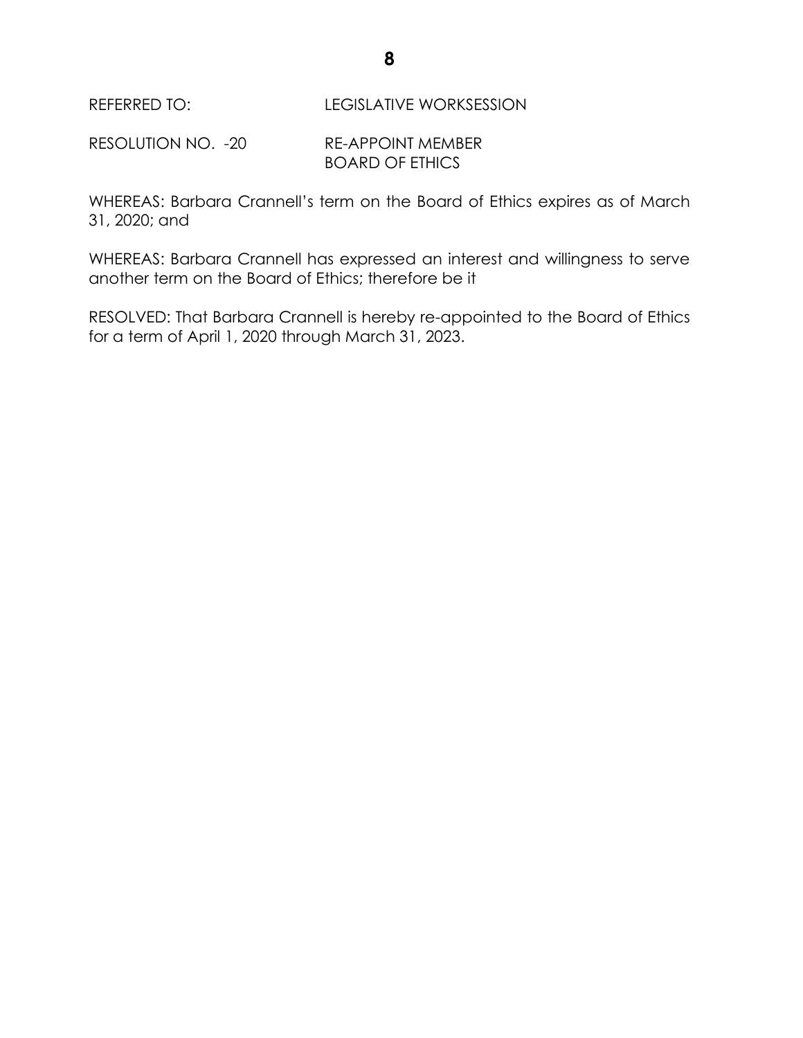REFERRED TO: LEGISLATIVE WORKSESSION

RESOLUTION NO. -20 RE-APPOINT MEMBER BOARD OF ETHICS

WHEREAS: Barbara Crannell's term on the Board of Ethics expires as of March 31, 2020; and

WHEREAS: Barbara Crannell has expressed an interest and willingness to serve another term on the Board of Ethics; therefore be it

RESOLVED: That Barbara Crannell is hereby re-appointed to the Board of Ethics for a term of April 1, 2020 through March 31, 2023.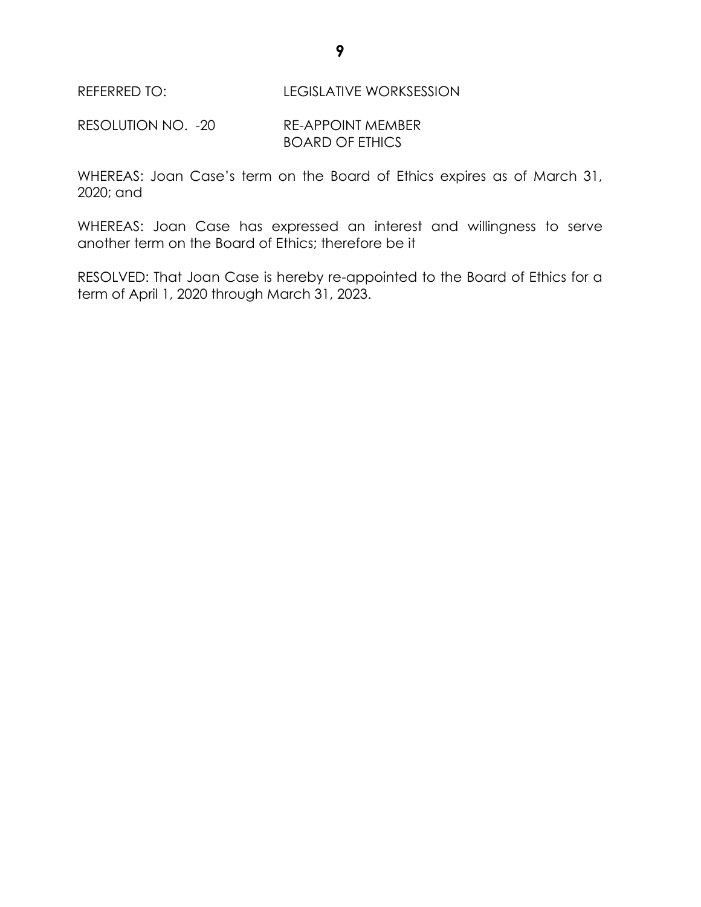REFERRED TO: LEGISLATIVE WORKSESSION

RESOLUTION NO. -20 RE-APPOINT MEMBER
BOARD OF ETHICS

WHEREAS: Joan Case's term on the Board of Ethics expires as of March 31, 2020; and

WHEREAS: Joan Case has expressed an interest and willingness to serve another term on the Board of Ethics; therefore be it

RESOLVED: That Joan Case is hereby re-appointed to the Board of Ethics for a term of April 1, 2020 through March 31, 2023.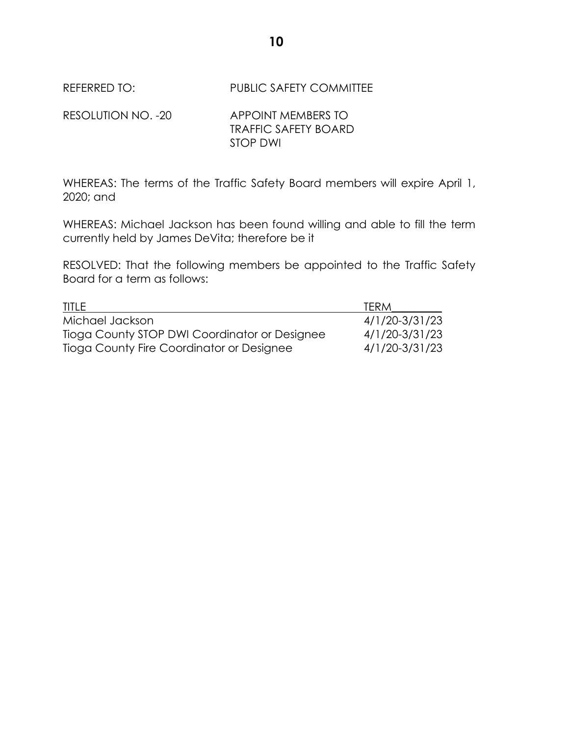REFERRED TO: PUBLIC SAFETY COMMITTEE

RESOLUTION NO. -20 APPOINT MEMBERS TO TRAFFIC SAFETY BOARD STOP DWI

WHEREAS: The terms of the Traffic Safety Board members will expire April 1, 2020; and

WHEREAS: Michael Jackson has been found willing and able to fill the term currently held by James DeVita; therefore be it

RESOLVED: That the following members be appointed to the Traffic Safety Board for a term as follows:

| TITLE | TERM |
|---|---|
| Michael Jackson | 4/1/20-3/31/23 |
| Tioga County STOP DWI Coordinator or Designee | 4/1/20-3/31/23 |
| Tioga County Fire Coordinator or Designee | 4/1/20-3/31/23 |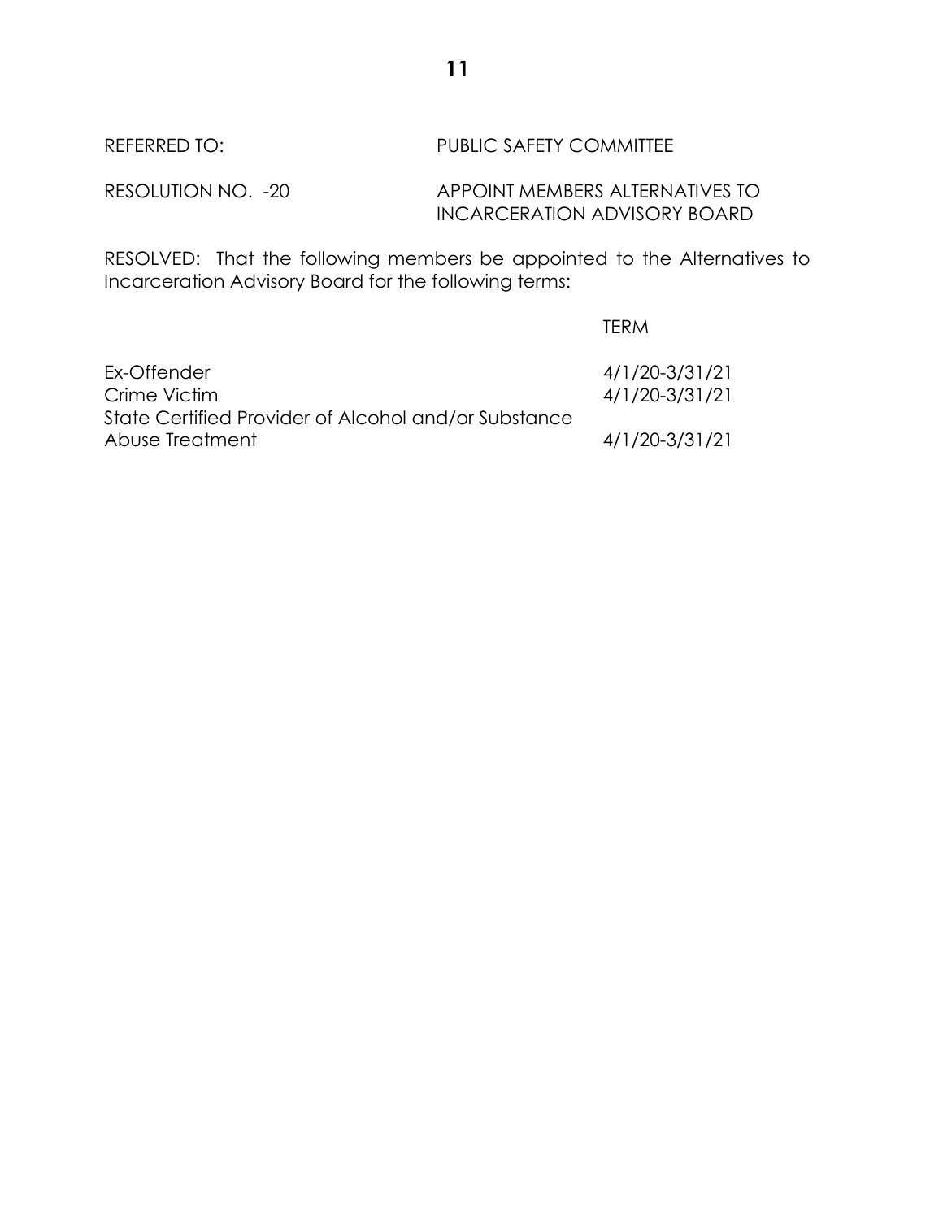REFERRED TO: PUBLIC SAFETY COMMITTEE

RESOLUTION NO. -20 APPOINT MEMBERS ALTERNATIVES TO INCARCERATION ADVISORY BOARD

RESOLVED: That the following members be appointed to the Alternatives to Incarceration Advisory Board for the following terms:

| | TERM |
|---|---|
| Ex-Offender | 4/1/20-3/31/21 |
| Crime Victim | 4/1/20-3/31/21 |
| State Certified Provider of Alcohol and/or Substance Abuse Treatment | 4/1/20-3/31/21 |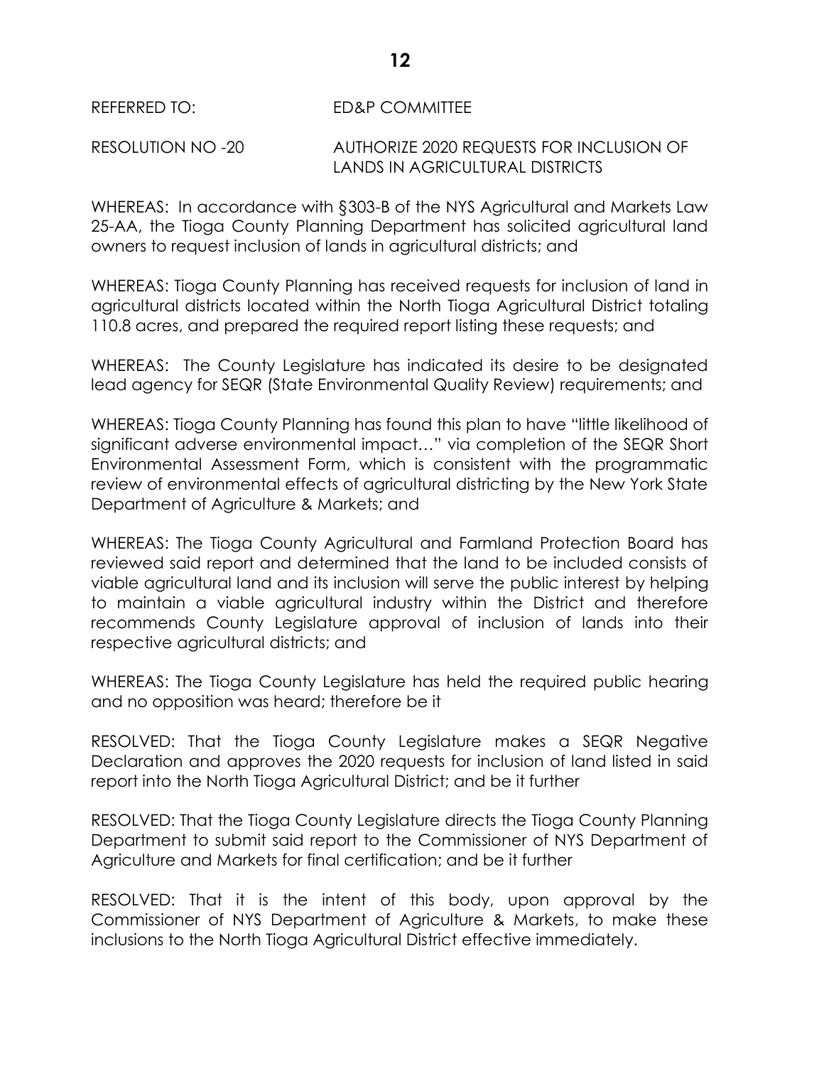REFERRED TO: ED&P COMMITTEE

RESOLUTION NO -20 AUTHORIZE 2020 REQUESTS FOR INCLUSION OF LANDS IN AGRICULTURAL DISTRICTS

WHEREAS: In accordance with §303-B of the NYS Agricultural and Markets Law 25-AA, the Tioga County Planning Department has solicited agricultural land owners to request inclusion of lands in agricultural districts; and

WHEREAS: Tioga County Planning has received requests for inclusion of land in agricultural districts located within the North Tioga Agricultural District totaling 110.8 acres, and prepared the required report listing these requests; and

WHEREAS: The County Legislature has indicated its desire to be designated lead agency for SEQR (State Environmental Quality Review) requirements; and

WHEREAS: Tioga County Planning has found this plan to have "little likelihood of significant adverse environmental impact…" via completion of the SEQR Short Environmental Assessment Form, which is consistent with the programmatic review of environmental effects of agricultural districting by the New York State Department of Agriculture & Markets; and

WHEREAS: The Tioga County Agricultural and Farmland Protection Board has reviewed said report and determined that the land to be included consists of viable agricultural land and its inclusion will serve the public interest by helping to maintain a viable agricultural industry within the District and therefore recommends County Legislature approval of inclusion of lands into their respective agricultural districts; and

WHEREAS: The Tioga County Legislature has held the required public hearing and no opposition was heard; therefore be it

RESOLVED: That the Tioga County Legislature makes a SEQR Negative Declaration and approves the 2020 requests for inclusion of land listed in said report into the North Tioga Agricultural District; and be it further

RESOLVED: That the Tioga County Legislature directs the Tioga County Planning Department to submit said report to the Commissioner of NYS Department of Agriculture and Markets for final certification; and be it further

RESOLVED: That it is the intent of this body, upon approval by the Commissioner of NYS Department of Agriculture & Markets, to make these inclusions to the North Tioga Agricultural District effective immediately.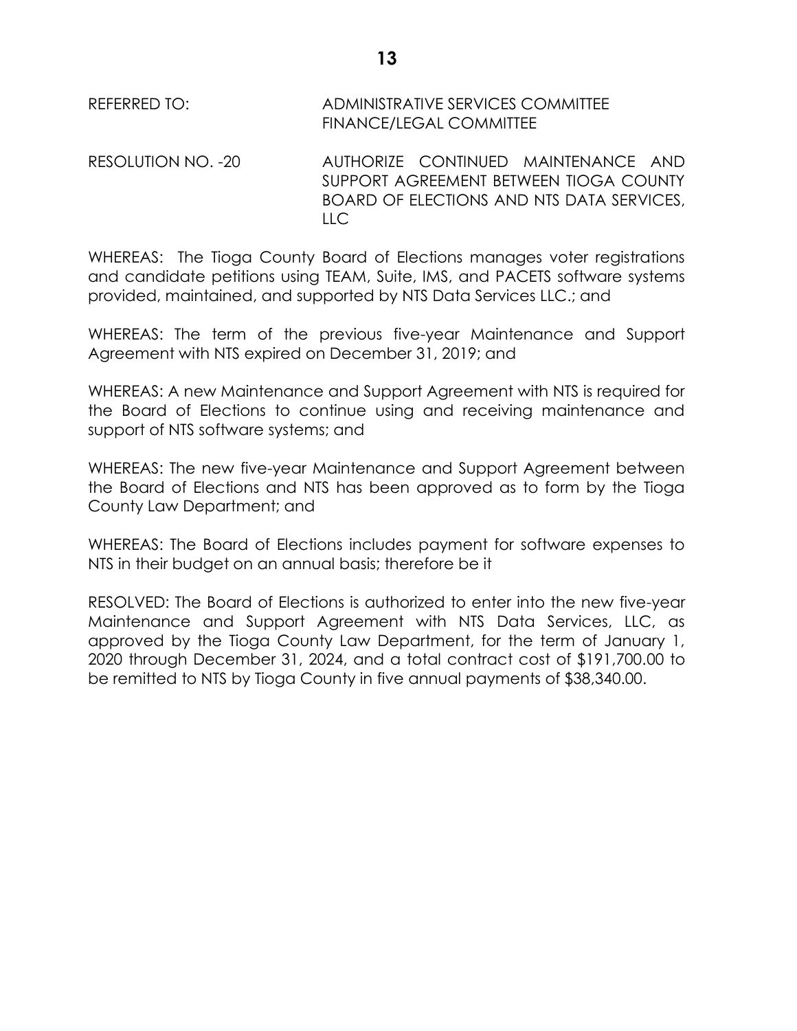REFERRED TO: ADMINISTRATIVE SERVICES COMMITTEE
FINANCE/LEGAL COMMITTEE

RESOLUTION NO. -20 AUTHORIZE CONTINUED MAINTENANCE AND SUPPORT AGREEMENT BETWEEN TIOGA COUNTY BOARD OF ELECTIONS AND NTS DATA SERVICES, LLC

WHEREAS: The Tioga County Board of Elections manages voter registrations and candidate petitions using TEAM, Suite, IMS, and PACETS software systems provided, maintained, and supported by NTS Data Services LLC.; and

WHEREAS: The term of the previous five-year Maintenance and Support Agreement with NTS expired on December 31, 2019; and

WHEREAS: A new Maintenance and Support Agreement with NTS is required for the Board of Elections to continue using and receiving maintenance and support of NTS software systems; and

WHEREAS: The new five-year Maintenance and Support Agreement between the Board of Elections and NTS has been approved as to form by the Tioga County Law Department; and

WHEREAS: The Board of Elections includes payment for software expenses to NTS in their budget on an annual basis; therefore be it

RESOLVED: The Board of Elections is authorized to enter into the new five-year Maintenance and Support Agreement with NTS Data Services, LLC, as approved by the Tioga County Law Department, for the term of January 1, 2020 through December 31, 2024, and a total contract cost of $191,700.00 to be remitted to NTS by Tioga County in five annual payments of $38,340.00.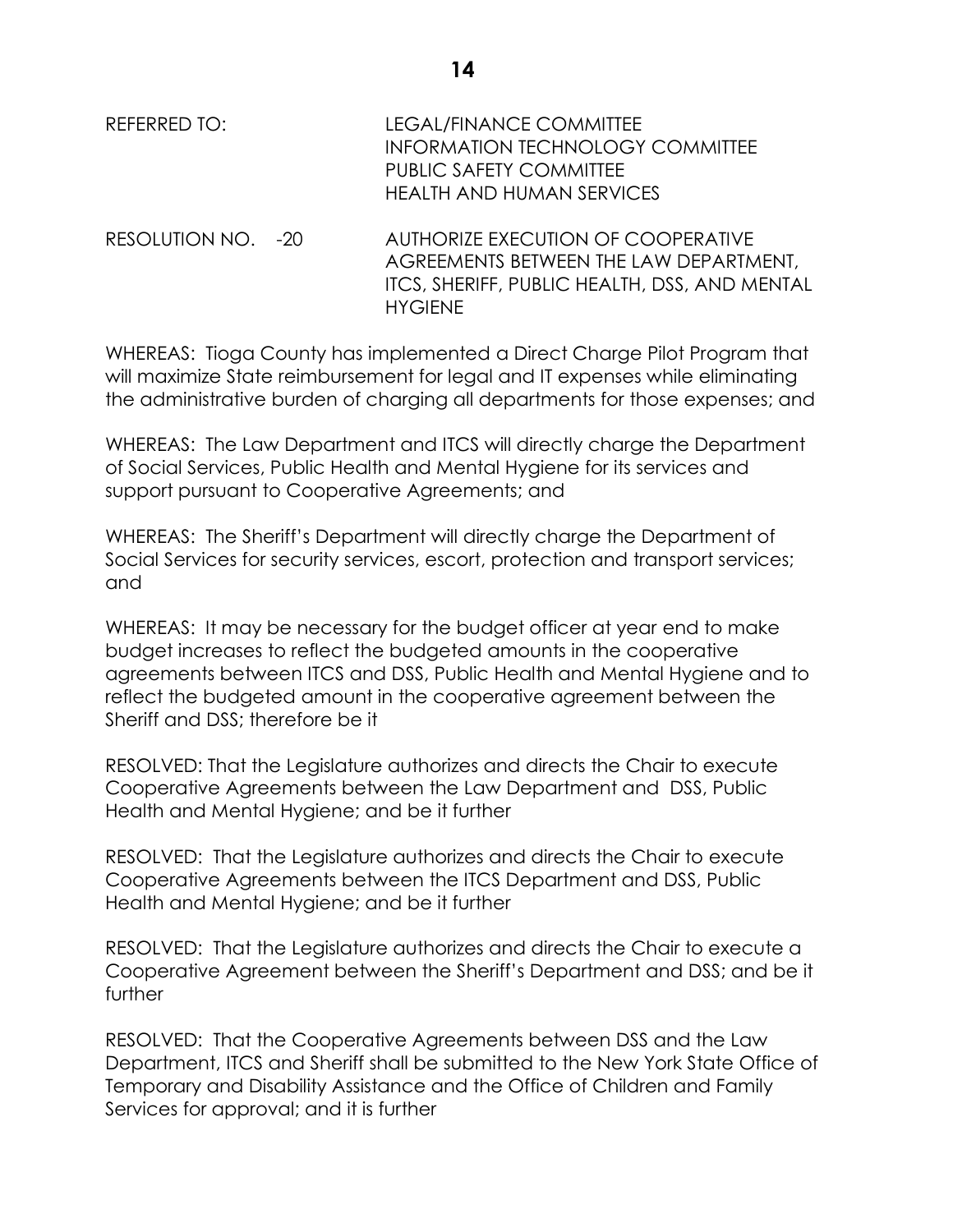REFERRED TO: LEGAL/FINANCE COMMITTEE
INFORMATION TECHNOLOGY COMMITTEE
PUBLIC SAFETY COMMITTEE
HEALTH AND HUMAN SERVICES

RESOLUTION NO. -20 AUTHORIZE EXECUTION OF COOPERATIVE AGREEMENTS BETWEEN THE LAW DEPARTMENT, ITCS, SHERIFF, PUBLIC HEALTH, DSS, AND MENTAL HYGIENE

WHEREAS: Tioga County has implemented a Direct Charge Pilot Program that will maximize State reimbursement for legal and IT expenses while eliminating the administrative burden of charging all departments for those expenses; and

WHEREAS: The Law Department and ITCS will directly charge the Department of Social Services, Public Health and Mental Hygiene for its services and support pursuant to Cooperative Agreements; and

WHEREAS: The Sheriff's Department will directly charge the Department of Social Services for security services, escort, protection and transport services; and

WHEREAS: It may be necessary for the budget officer at year end to make budget increases to reflect the budgeted amounts in the cooperative agreements between ITCS and DSS, Public Health and Mental Hygiene and to reflect the budgeted amount in the cooperative agreement between the Sheriff and DSS; therefore be it

RESOLVED: That the Legislature authorizes and directs the Chair to execute Cooperative Agreements between the Law Department and DSS, Public Health and Mental Hygiene; and be it further

RESOLVED: That the Legislature authorizes and directs the Chair to execute Cooperative Agreements between the ITCS Department and DSS, Public Health and Mental Hygiene; and be it further

RESOLVED: That the Legislature authorizes and directs the Chair to execute a Cooperative Agreement between the Sheriff's Department and DSS; and be it further

RESOLVED: That the Cooperative Agreements between DSS and the Law Department, ITCS and Sheriff shall be submitted to the New York State Office of Temporary and Disability Assistance and the Office of Children and Family Services for approval; and it is further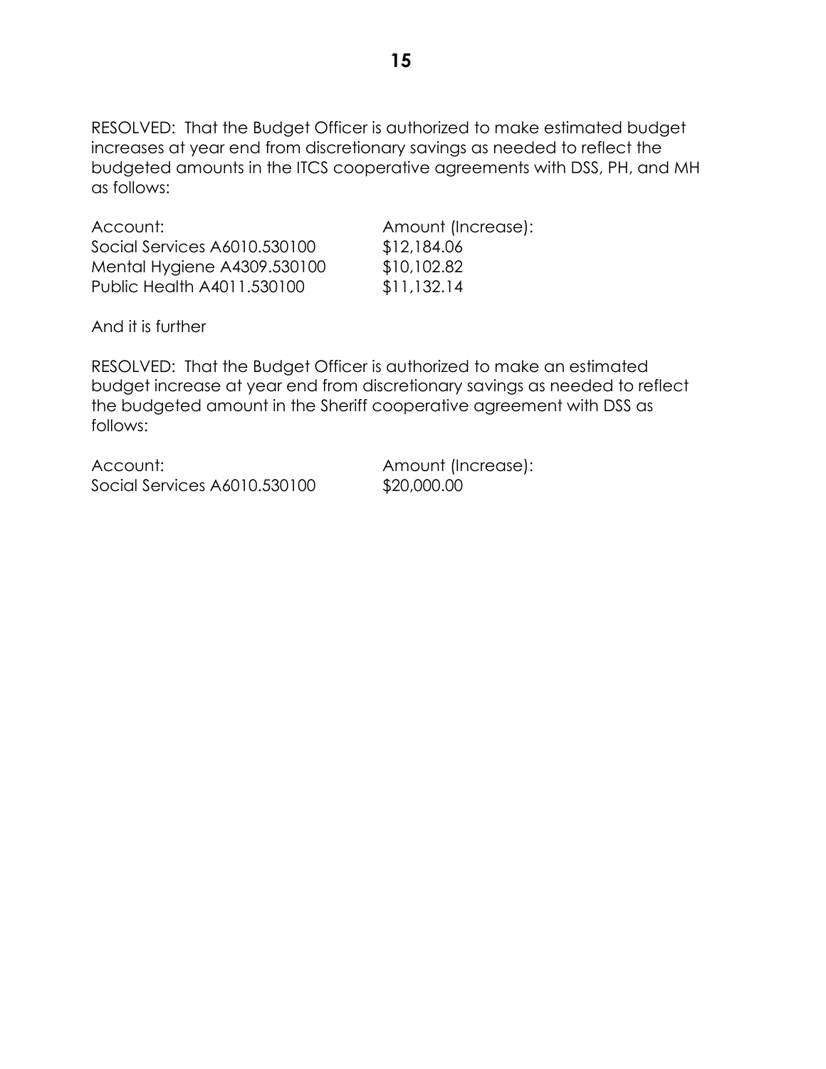RESOLVED: That the Budget Officer is authorized to make estimated budget increases at year end from discretionary savings as needed to reflect the budgeted amounts in the ITCS cooperative agreements with DSS, PH, and MH as follows:

| Account: | Amount (Increase): |
|---|---|
| Social Services A6010.530100 | $12,184.06 |
| Mental Hygiene A4309.530100 | $10,102.82 |
| Public Health A4011.530100 | $11,132.14 |

And it is further

RESOLVED: That the Budget Officer is authorized to make an estimated budget increase at year end from discretionary savings as needed to reflect the budgeted amount in the Sheriff cooperative agreement with DSS as follows:

| Account: | Amount (Increase): |
|---|---|
| Social Services A6010.530100 | $20,000.00 |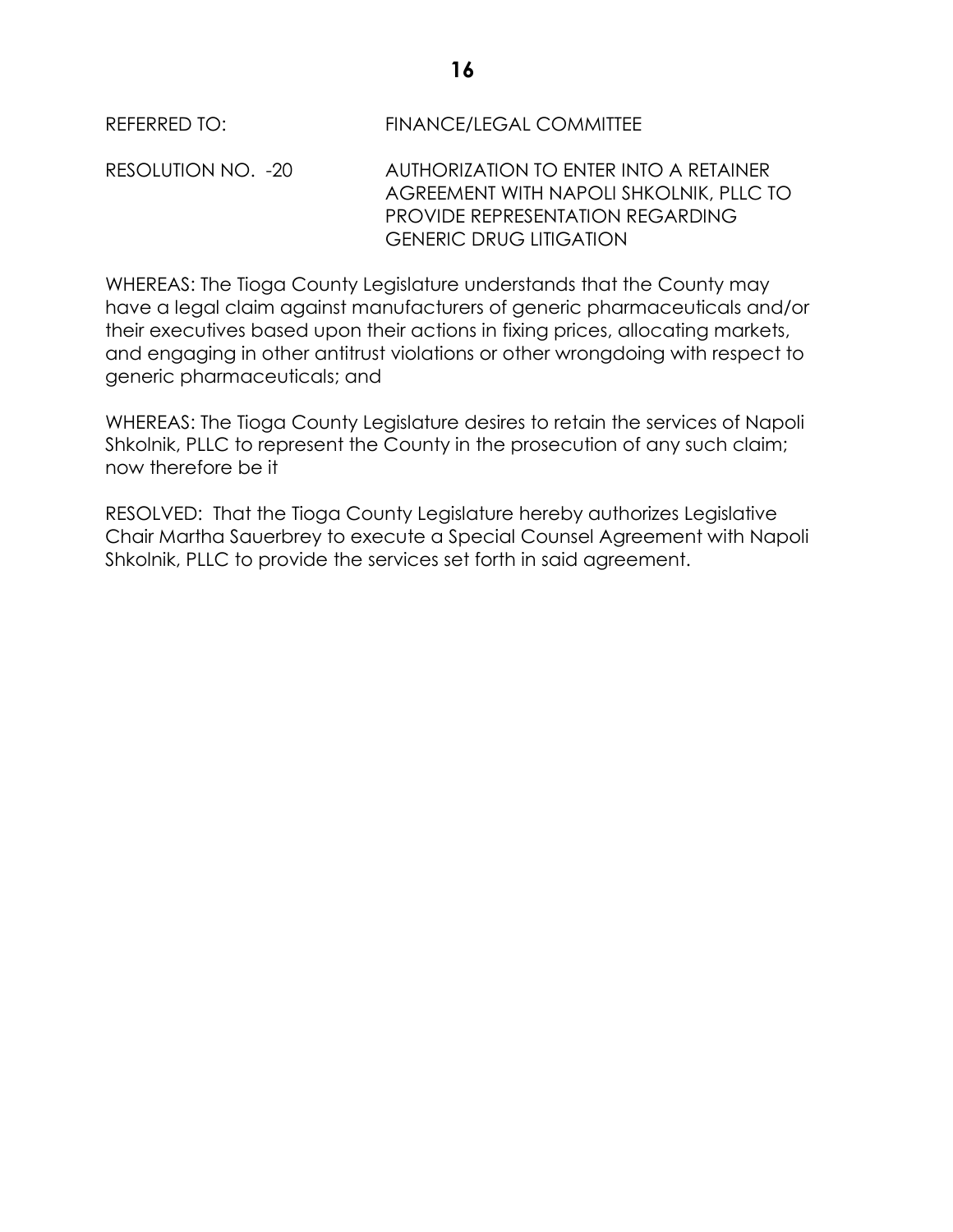REFERRED TO: FINANCE/LEGAL COMMITTEE

RESOLUTION NO. -20 AUTHORIZATION TO ENTER INTO A RETAINER AGREEMENT WITH NAPOLI SHKOLNIK, PLLC TO PROVIDE REPRESENTATION REGARDING GENERIC DRUG LITIGATION

WHEREAS: The Tioga County Legislature understands that the County may have a legal claim against manufacturers of generic pharmaceuticals and/or their executives based upon their actions in fixing prices, allocating markets, and engaging in other antitrust violations or other wrongdoing with respect to generic pharmaceuticals; and

WHEREAS: The Tioga County Legislature desires to retain the services of Napoli Shkolnik, PLLC to represent the County in the prosecution of any such claim; now therefore be it

RESOLVED: That the Tioga County Legislature hereby authorizes Legislative Chair Martha Sauerbrey to execute a Special Counsel Agreement with Napoli Shkolnik, PLLC to provide the services set forth in said agreement.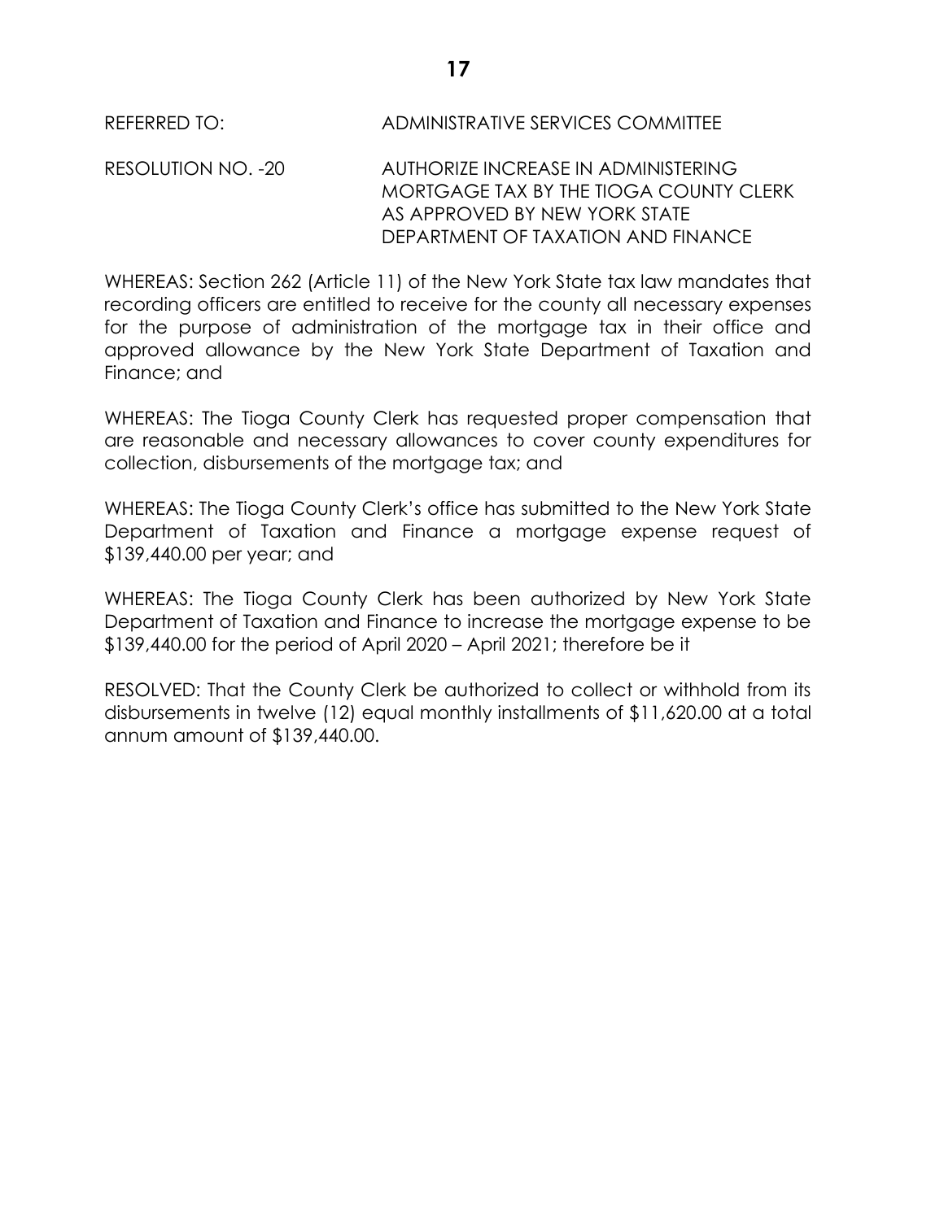REFERRED TO: ADMINISTRATIVE SERVICES COMMITTEE

RESOLUTION NO. -20 AUTHORIZE INCREASE IN ADMINISTERING MORTGAGE TAX BY THE TIOGA COUNTY CLERK AS APPROVED BY NEW YORK STATE DEPARTMENT OF TAXATION AND FINANCE

WHEREAS: Section 262 (Article 11) of the New York State tax law mandates that recording officers are entitled to receive for the county all necessary expenses for the purpose of administration of the mortgage tax in their office and approved allowance by the New York State Department of Taxation and Finance; and

WHEREAS: The Tioga County Clerk has requested proper compensation that are reasonable and necessary allowances to cover county expenditures for collection, disbursements of the mortgage tax; and

WHEREAS: The Tioga County Clerk's office has submitted to the New York State Department of Taxation and Finance a mortgage expense request of $139,440.00 per year; and

WHEREAS: The Tioga County Clerk has been authorized by New York State Department of Taxation and Finance to increase the mortgage expense to be $139,440.00 for the period of April 2020 – April 2021; therefore be it

RESOLVED: That the County Clerk be authorized to collect or withhold from its disbursements in twelve (12) equal monthly installments of $11,620.00 at a total annum amount of $139,440.00.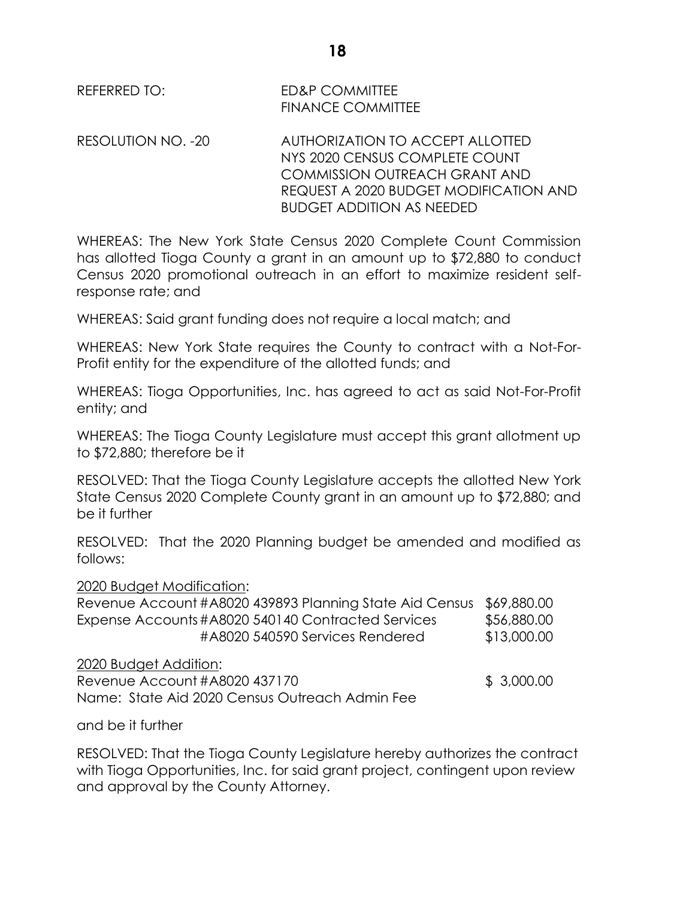REFERRED TO: ED&P COMMITTEE
FINANCE COMMITTEE

RESOLUTION NO. -20 AUTHORIZATION TO ACCEPT ALLOTTED NYS 2020 CENSUS COMPLETE COUNT COMMISSION OUTREACH GRANT AND REQUEST A 2020 BUDGET MODIFICATION AND BUDGET ADDITION AS NEEDED

WHEREAS: The New York State Census 2020 Complete Count Commission has allotted Tioga County a grant in an amount up to $72,880 to conduct Census 2020 promotional outreach in an effort to maximize resident self-response rate; and

WHEREAS: Said grant funding does not require a local match; and

WHEREAS: New York State requires the County to contract with a Not-For-Profit entity for the expenditure of the allotted funds; and

WHEREAS: Tioga Opportunities, Inc. has agreed to act as said Not-For-Profit entity; and

WHEREAS: The Tioga County Legislature must accept this grant allotment up to $72,880; therefore be it

RESOLVED: That the Tioga County Legislature accepts the allotted New York State Census 2020 Complete County grant in an amount up to $72,880; and be it further

RESOLVED: That the 2020 Planning budget be amended and modified as follows:

2020 Budget Modification:

| | | |
|---|---|---|
| Revenue Account | #A8020 439893 Planning State Aid Census | $69,880.00 |
| Expense Accounts | #A8020 540140 Contracted Services | $56,880.00 |
| | #A8020 540590 Services Rendered | $13,000.00 |

2020 Budget Addition:

| | | |
|---|---|---|
| Revenue Account | #A8020 437170 | $ 3,000.00 |
| Name: State Aid 2020 Census Outreach Admin Fee | | |

and be it further

RESOLVED: That the Tioga County Legislature hereby authorizes the contract with Tioga Opportunities, Inc. for said grant project, contingent upon review and approval by the County Attorney.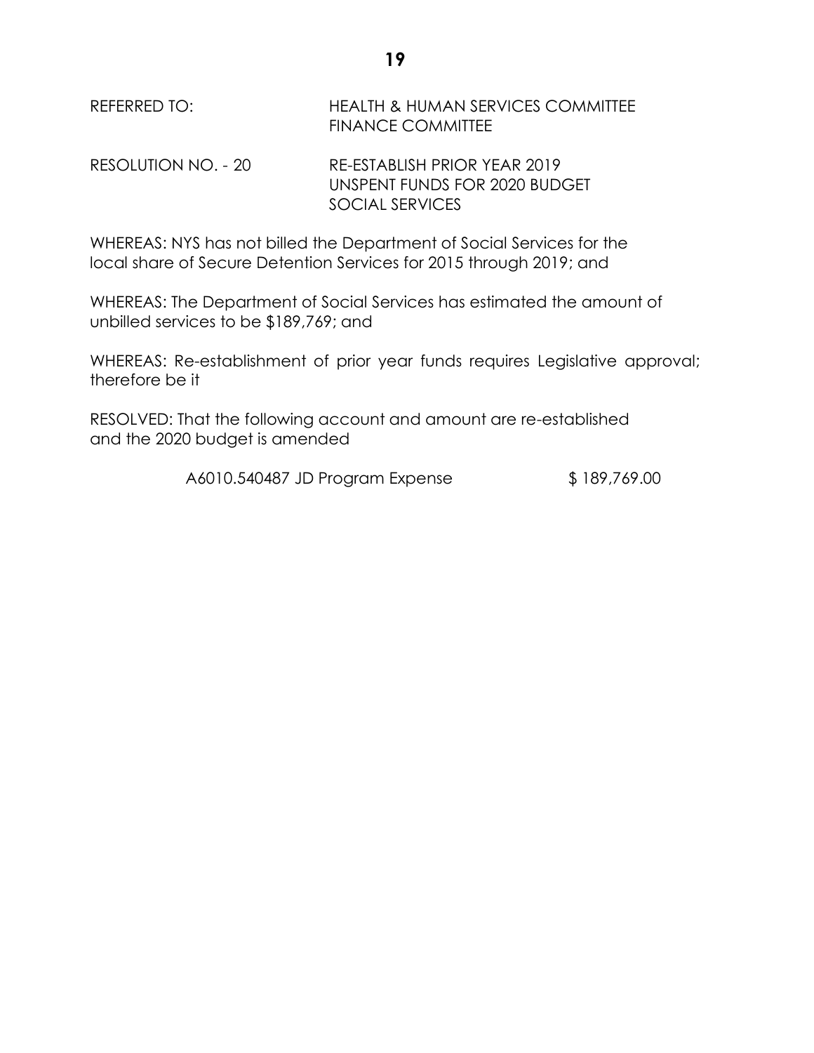REFERRED TO: HEALTH & HUMAN SERVICES COMMITTEE
FINANCE COMMITTEE

RESOLUTION NO. - 20 RE-ESTABLISH PRIOR YEAR 2019 UNSPENT FUNDS FOR 2020 BUDGET SOCIAL SERVICES

WHEREAS: NYS has not billed the Department of Social Services for the local share of Secure Detention Services for 2015 through 2019; and

WHEREAS: The Department of Social Services has estimated the amount of unbilled services to be $189,769; and

WHEREAS: Re-establishment of prior year funds requires Legislative approval; therefore be it

RESOLVED: That the following account and amount are re-established and the 2020 budget is amended

| | |
|---|---|
| A6010.540487 JD Program Expense | $ 189,769.00 |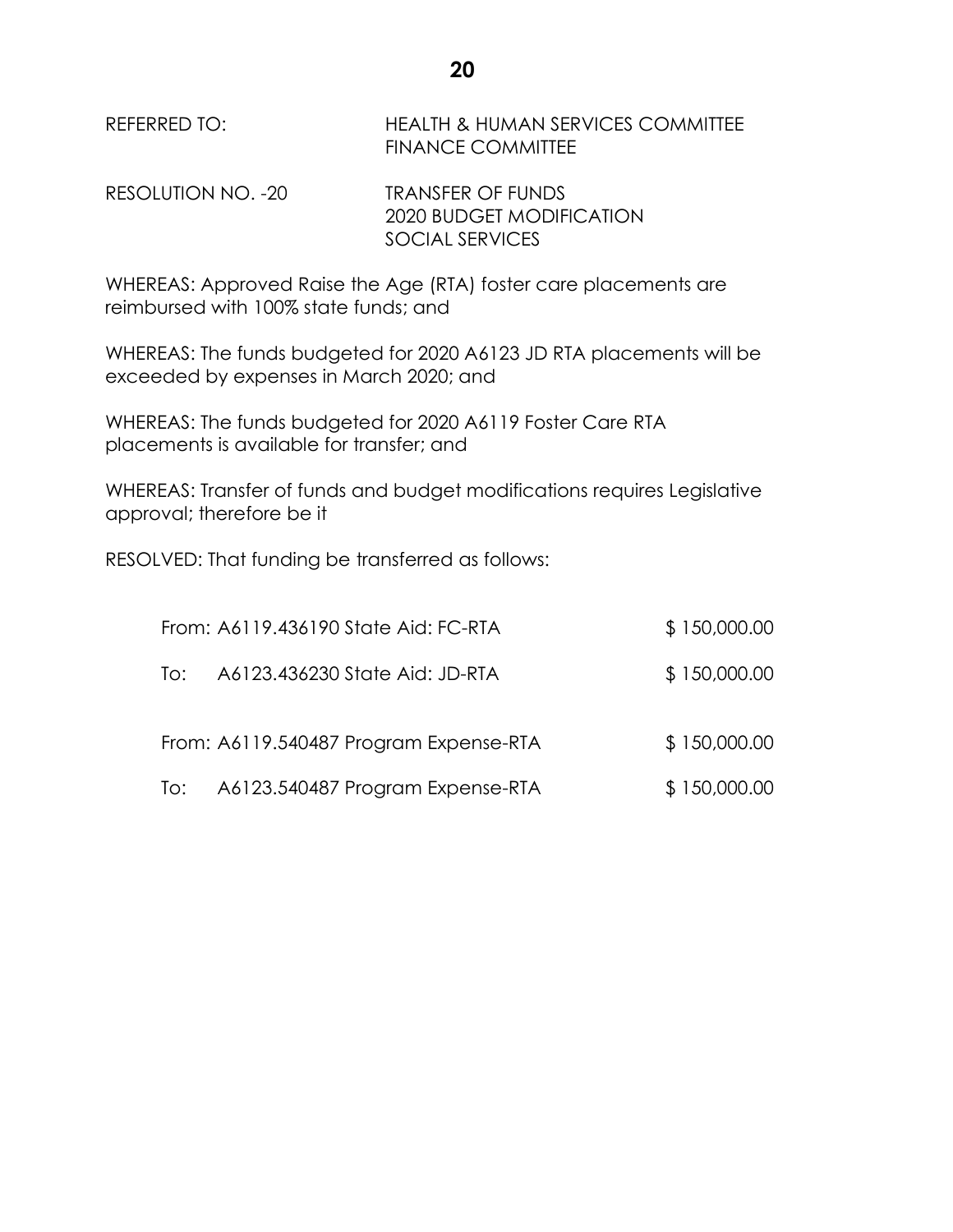REFERRED TO: HEALTH & HUMAN SERVICES COMMITTEE
FINANCE COMMITTEE

RESOLUTION NO. -20 TRANSFER OF FUNDS
2020 BUDGET MODIFICATION
SOCIAL SERVICES

WHEREAS: Approved Raise the Age (RTA) foster care placements are reimbursed with 100% state funds; and

WHEREAS: The funds budgeted for 2020 A6123 JD RTA placements will be exceeded by expenses in March 2020; and

WHEREAS: The funds budgeted for 2020 A6119 Foster Care RTA placements is available for transfer; and

WHEREAS: Transfer of funds and budget modifications requires Legislative approval; therefore be it

RESOLVED: That funding be transferred as follows:

| | | |
|---|---|---|
| From: | A6119.436190 State Aid: FC-RTA | $ 150,000.00 |
| To: | A6123.436230 State Aid: JD-RTA | $ 150,000.00 |
| From: | A6119.540487 Program Expense-RTA | $ 150,000.00 |
| To: | A6123.540487 Program Expense-RTA | $ 150,000.00 |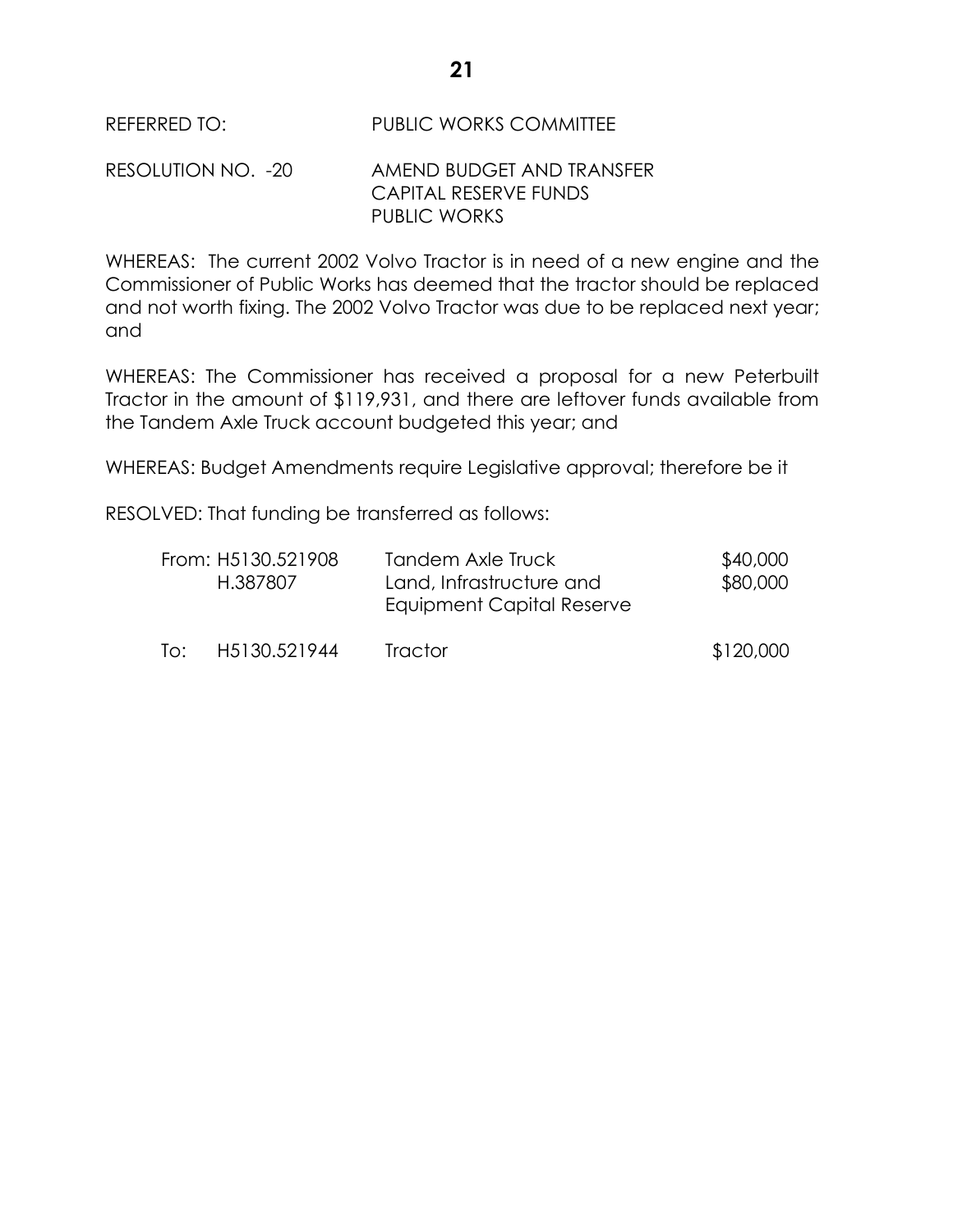REFERRED TO: PUBLIC WORKS COMMITTEE

RESOLUTION NO. -20 AMEND BUDGET AND TRANSFER CAPITAL RESERVE FUNDS PUBLIC WORKS

WHEREAS: The current 2002 Volvo Tractor is in need of a new engine and the Commissioner of Public Works has deemed that the tractor should be replaced and not worth fixing. The 2002 Volvo Tractor was due to be replaced next year; and

WHEREAS: The Commissioner has received a proposal for a new Peterbuilt Tractor in the amount of $119,931, and there are leftover funds available from the Tandem Axle Truck account budgeted this year; and

WHEREAS: Budget Amendments require Legislative approval; therefore be it

RESOLVED: That funding be transferred as follows:

| | | | |
|---|---|---|---|
| From: | H5130.521908 | Tandem Axle Truck | $40,000 |
| | H.387807 | Land, Infrastructure and Equipment Capital Reserve | $80,000 |
| To: | H5130.521944 | Tractor | $120,000 |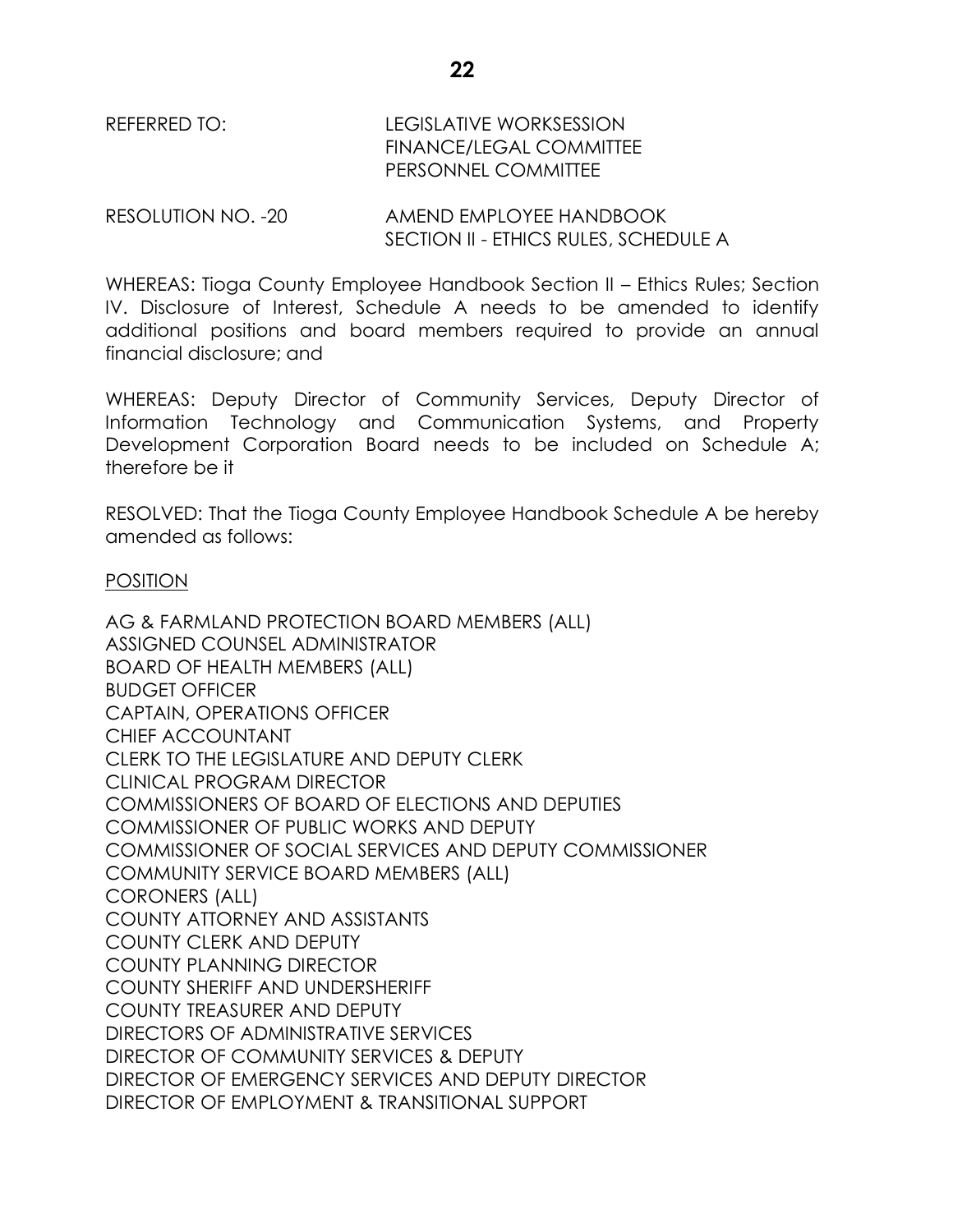REFERRED TO: LEGISLATIVE WORKSESSION
FINANCE/LEGAL COMMITTEE
PERSONNEL COMMITTEE

RESOLUTION NO. -20 AMEND EMPLOYEE HANDBOOK
SECTION II - ETHICS RULES, SCHEDULE A

WHEREAS: Tioga County Employee Handbook Section II – Ethics Rules; Section IV. Disclosure of Interest, Schedule A needs to be amended to identify additional positions and board members required to provide an annual financial disclosure; and

WHEREAS: Deputy Director of Community Services, Deputy Director of Information Technology and Communication Systems, and Property Development Corporation Board needs to be included on Schedule A; therefore be it

RESOLVED: That the Tioga County Employee Handbook Schedule A be hereby amended as follows:

<u>POSITION</u>

AG & FARMLAND PROTECTION BOARD MEMBERS (ALL)
ASSIGNED COUNSEL ADMINISTRATOR
BOARD OF HEALTH MEMBERS (ALL)
BUDGET OFFICER
CAPTAIN, OPERATIONS OFFICER
CHIEF ACCOUNTANT
CLERK TO THE LEGISLATURE AND DEPUTY CLERK
CLINICAL PROGRAM DIRECTOR
COMMISSIONERS OF BOARD OF ELECTIONS AND DEPUTIES
COMMISSIONER OF PUBLIC WORKS AND DEPUTY
COMMISSIONER OF SOCIAL SERVICES AND DEPUTY COMMISSIONER
COMMUNITY SERVICE BOARD MEMBERS (ALL)
CORONERS (ALL)
COUNTY ATTORNEY AND ASSISTANTS
COUNTY CLERK AND DEPUTY
COUNTY PLANNING DIRECTOR
COUNTY SHERIFF AND UNDERSHERIFF
COUNTY TREASURER AND DEPUTY
DIRECTORS OF ADMINISTRATIVE SERVICES
DIRECTOR OF COMMUNITY SERVICES & DEPUTY
DIRECTOR OF EMERGENCY SERVICES AND DEPUTY DIRECTOR
DIRECTOR OF EMPLOYMENT & TRANSITIONAL SUPPORT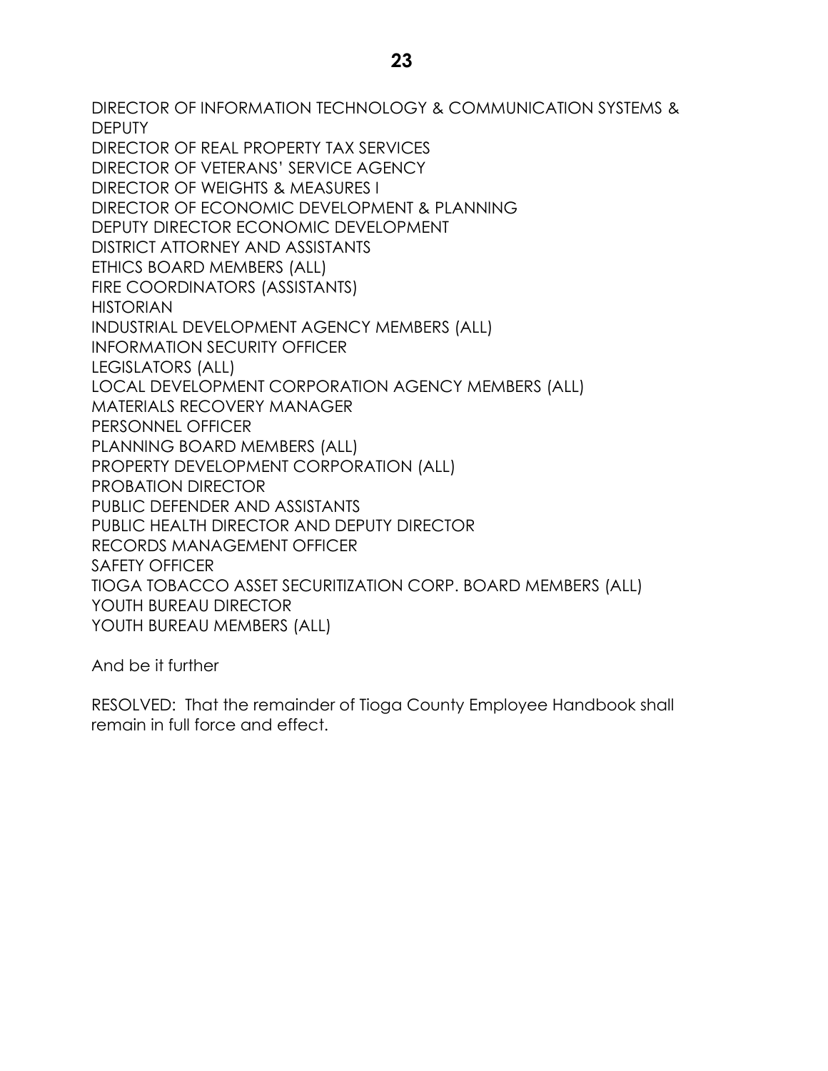DIRECTOR OF INFORMATION TECHNOLOGY & COMMUNICATION SYSTEMS & DEPUTY
DIRECTOR OF REAL PROPERTY TAX SERVICES
DIRECTOR OF VETERANS' SERVICE AGENCY
DIRECTOR OF WEIGHTS & MEASURES I
DIRECTOR OF ECONOMIC DEVELOPMENT & PLANNING
DEPUTY DIRECTOR ECONOMIC DEVELOPMENT
DISTRICT ATTORNEY AND ASSISTANTS
ETHICS BOARD MEMBERS (ALL)
FIRE COORDINATORS (ASSISTANTS)
HISTORIAN
INDUSTRIAL DEVELOPMENT AGENCY MEMBERS (ALL)
INFORMATION SECURITY OFFICER
LEGISLATORS (ALL)
LOCAL DEVELOPMENT CORPORATION AGENCY MEMBERS (ALL)
MATERIALS RECOVERY MANAGER
PERSONNEL OFFICER
PLANNING BOARD MEMBERS (ALL)
PROPERTY DEVELOPMENT CORPORATION (ALL)
PROBATION DIRECTOR
PUBLIC DEFENDER AND ASSISTANTS
PUBLIC HEALTH DIRECTOR AND DEPUTY DIRECTOR
RECORDS MANAGEMENT OFFICER
SAFETY OFFICER
TIOGA TOBACCO ASSET SECURITIZATION CORP. BOARD MEMBERS (ALL)
YOUTH BUREAU DIRECTOR
YOUTH BUREAU MEMBERS (ALL)

And be it further

RESOLVED: That the remainder of Tioga County Employee Handbook shall remain in full force and effect.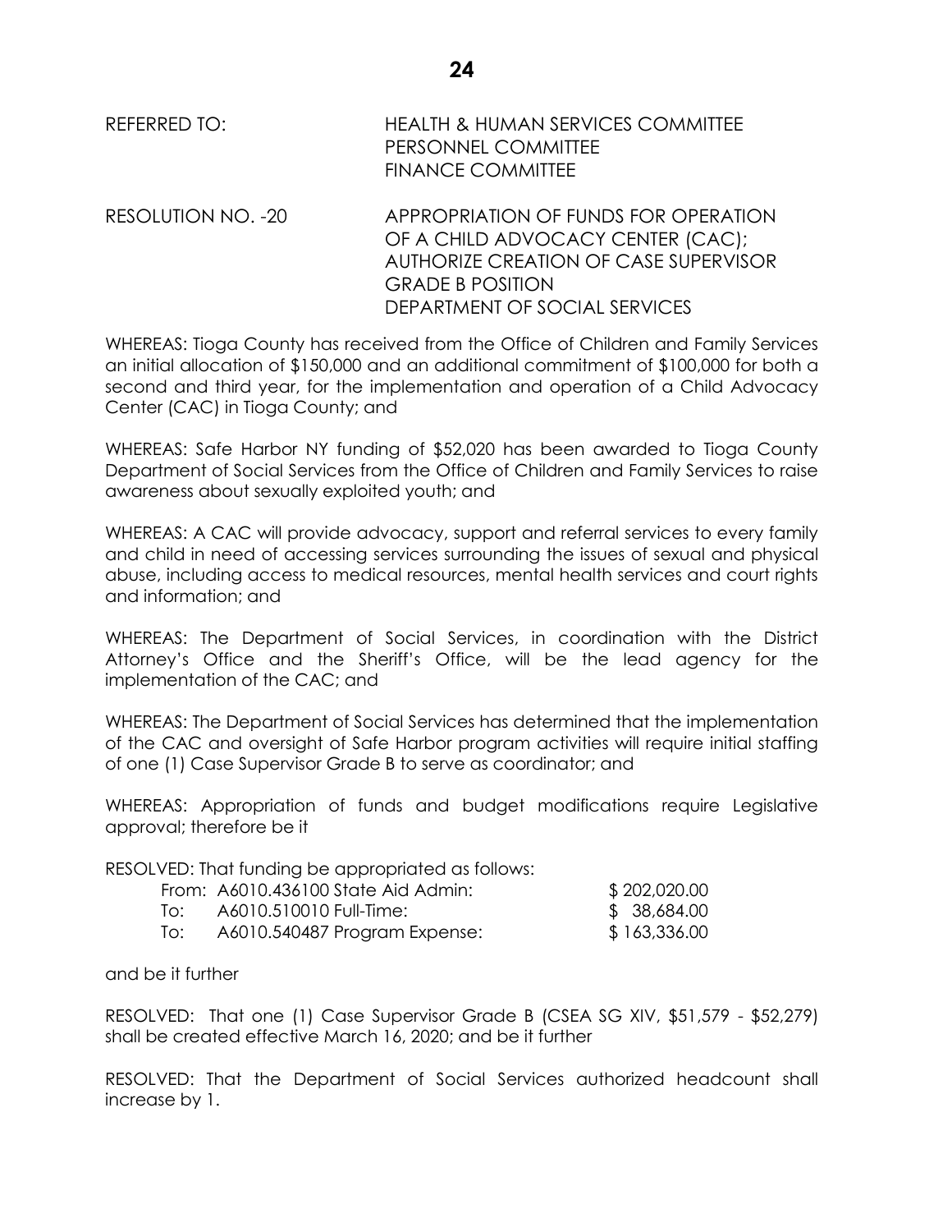REFERRED TO: HEALTH & HUMAN SERVICES COMMITTEE
PERSONNEL COMMITTEE
FINANCE COMMITTEE

RESOLUTION NO. -20 APPROPRIATION OF FUNDS FOR OPERATION OF A CHILD ADVOCACY CENTER (CAC); AUTHORIZE CREATION OF CASE SUPERVISOR GRADE B POSITION
DEPARTMENT OF SOCIAL SERVICES

WHEREAS: Tioga County has received from the Office of Children and Family Services an initial allocation of $150,000 and an additional commitment of $100,000 for both a second and third year, for the implementation and operation of a Child Advocacy Center (CAC) in Tioga County; and

WHEREAS: Safe Harbor NY funding of $52,020 has been awarded to Tioga County Department of Social Services from the Office of Children and Family Services to raise awareness about sexually exploited youth; and

WHEREAS: A CAC will provide advocacy, support and referral services to every family and child in need of accessing services surrounding the issues of sexual and physical abuse, including access to medical resources, mental health services and court rights and information; and

WHEREAS: The Department of Social Services, in coordination with the District Attorney's Office and the Sheriff's Office, will be the lead agency for the implementation of the CAC; and

WHEREAS: The Department of Social Services has determined that the implementation of the CAC and oversight of Safe Harbor program activities will require initial staffing of one (1) Case Supervisor Grade B to serve as coordinator; and

WHEREAS: Appropriation of funds and budget modifications require Legislative approval; therefore be it

RESOLVED: That funding be appropriated as follows:

| | | |
|---|---|---|
| From: | A6010.436100 State Aid Admin: | $ 202,020.00 |
| To: | A6010.510010 Full-Time: | $ 38,684.00 |
| To: | A6010.540487 Program Expense: | $ 163,336.00 |

and be it further

RESOLVED: That one (1) Case Supervisor Grade B (CSEA SG XIV, $51,579 - $52,279) shall be created effective March 16, 2020; and be it further

RESOLVED: That the Department of Social Services authorized headcount shall increase by 1.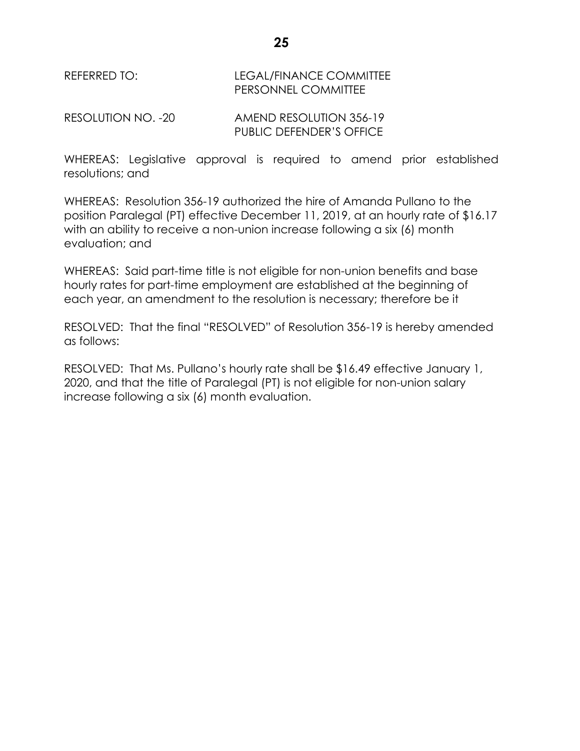REFERRED TO: LEGAL/FINANCE COMMITTEE
PERSONNEL COMMITTEE

RESOLUTION NO. -20 AMEND RESOLUTION 356-19
PUBLIC DEFENDER'S OFFICE

WHEREAS: Legislative approval is required to amend prior established resolutions; and

WHEREAS: Resolution 356-19 authorized the hire of Amanda Pullano to the position Paralegal (PT) effective December 11, 2019, at an hourly rate of $16.17 with an ability to receive a non-union increase following a six (6) month evaluation; and

WHEREAS: Said part-time title is not eligible for non-union benefits and base hourly rates for part-time employment are established at the beginning of each year, an amendment to the resolution is necessary; therefore be it

RESOLVED: That the final "RESOLVED" of Resolution 356-19 is hereby amended as follows:

RESOLVED: That Ms. Pullano's hourly rate shall be $16.49 effective January 1, 2020, and that the title of Paralegal (PT) is not eligible for non-union salary increase following a six (6) month evaluation.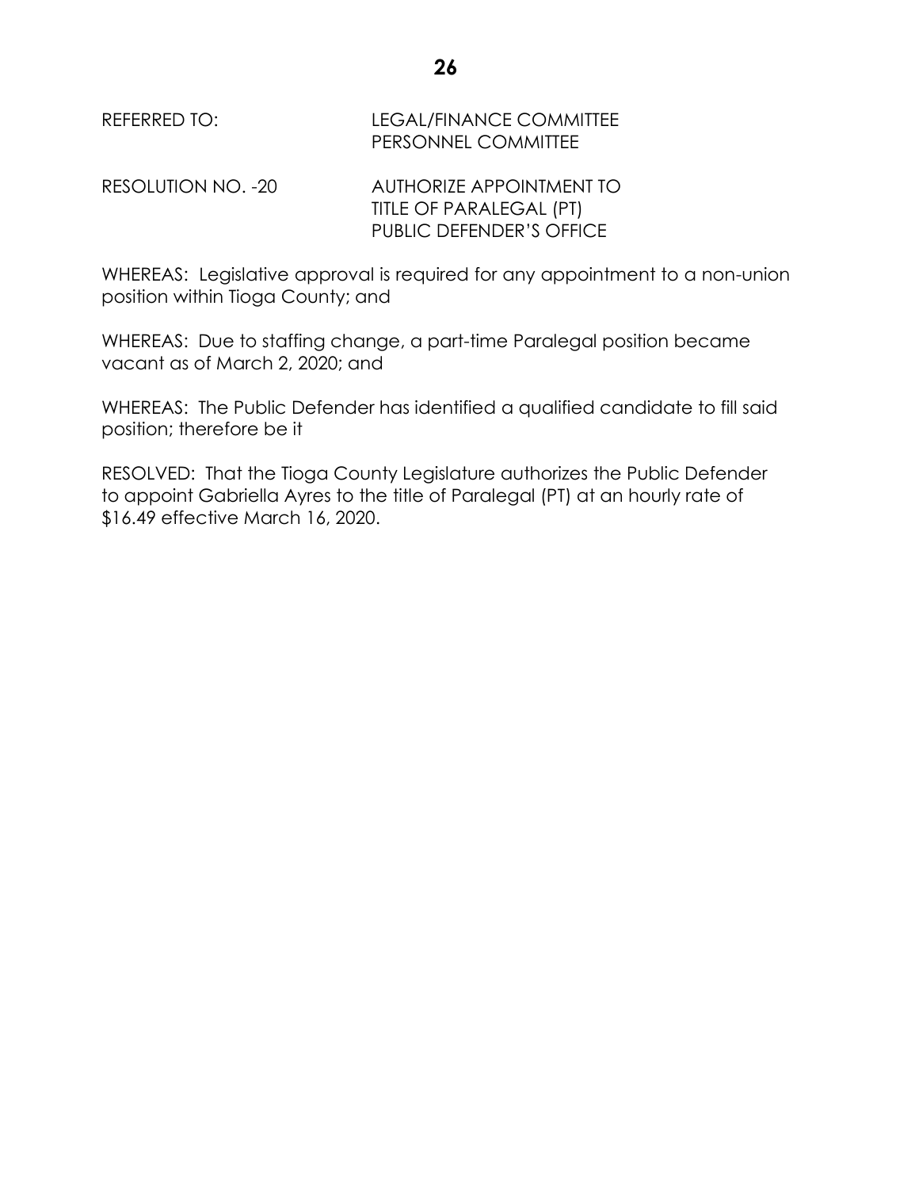REFERRED TO: LEGAL/FINANCE COMMITTEE
PERSONNEL COMMITTEE

RESOLUTION NO. -20 AUTHORIZE APPOINTMENT TO
TITLE OF PARALEGAL (PT)
PUBLIC DEFENDER'S OFFICE

WHEREAS: Legislative approval is required for any appointment to a non-union position within Tioga County; and

WHEREAS: Due to staffing change, a part-time Paralegal position became vacant as of March 2, 2020; and

WHEREAS: The Public Defender has identified a qualified candidate to fill said position; therefore be it

RESOLVED: That the Tioga County Legislature authorizes the Public Defender to appoint Gabriella Ayres to the title of Paralegal (PT) at an hourly rate of $16.49 effective March 16, 2020.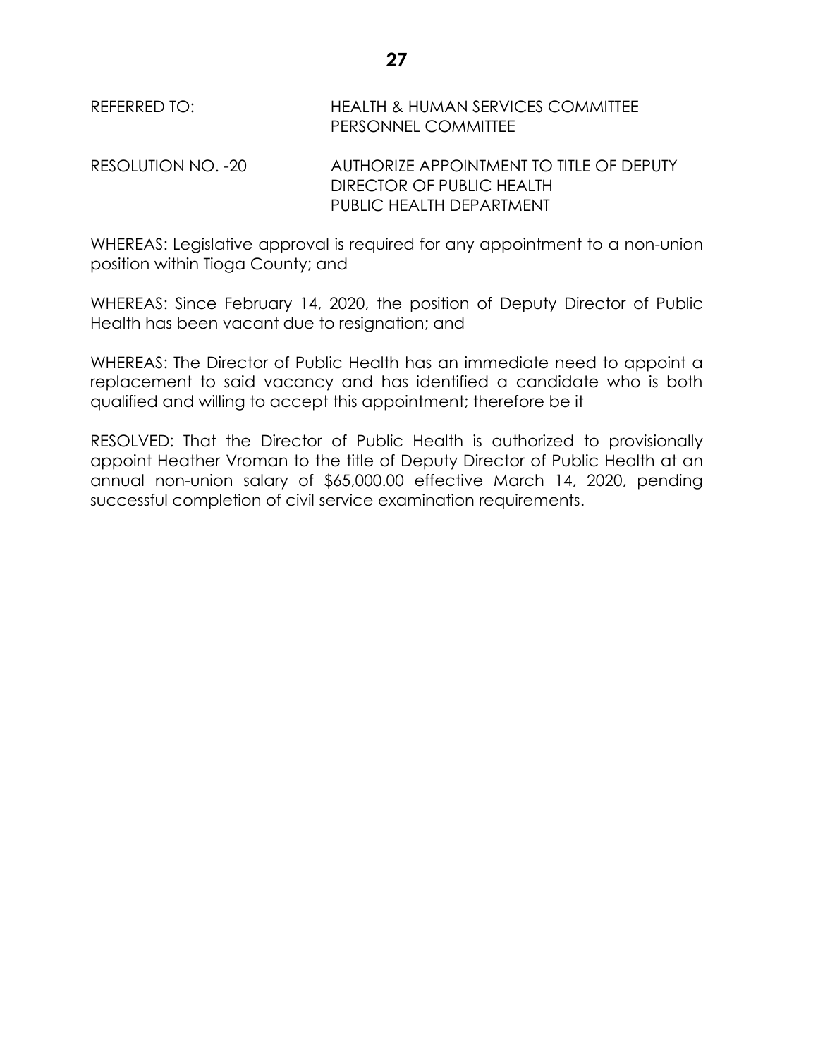REFERRED TO: HEALTH & HUMAN SERVICES COMMITTEE
PERSONNEL COMMITTEE

RESOLUTION NO. -20 AUTHORIZE APPOINTMENT TO TITLE OF DEPUTY DIRECTOR OF PUBLIC HEALTH
PUBLIC HEALTH DEPARTMENT

WHEREAS: Legislative approval is required for any appointment to a non-union position within Tioga County; and

WHEREAS: Since February 14, 2020, the position of Deputy Director of Public Health has been vacant due to resignation; and

WHEREAS: The Director of Public Health has an immediate need to appoint a replacement to said vacancy and has identified a candidate who is both qualified and willing to accept this appointment; therefore be it

RESOLVED: That the Director of Public Health is authorized to provisionally appoint Heather Vroman to the title of Deputy Director of Public Health at an annual non-union salary of $65,000.00 effective March 14, 2020, pending successful completion of civil service examination requirements.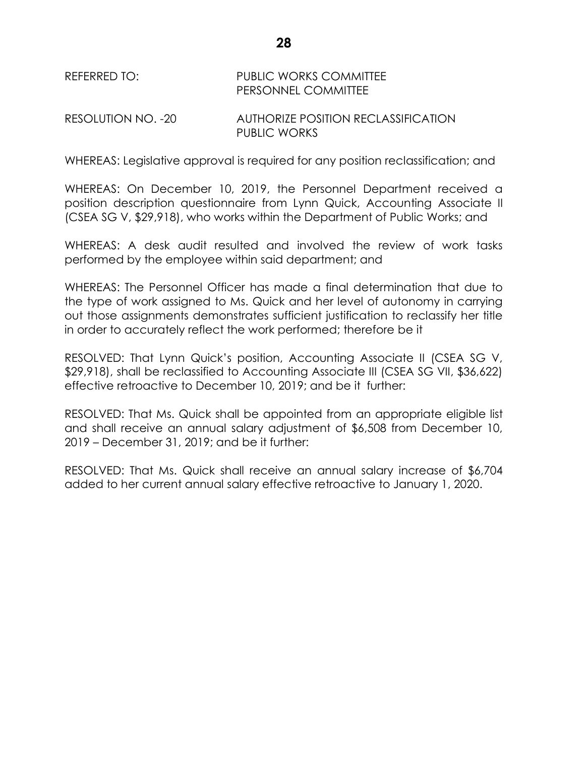REFERRED TO: PUBLIC WORKS COMMITTEE
PERSONNEL COMMITTEE

RESOLUTION NO. -20 AUTHORIZE POSITION RECLASSIFICATION
PUBLIC WORKS

WHEREAS: Legislative approval is required for any position reclassification; and

WHEREAS: On December 10, 2019, the Personnel Department received a position description questionnaire from Lynn Quick, Accounting Associate II (CSEA SG V, $29,918), who works within the Department of Public Works; and

WHEREAS: A desk audit resulted and involved the review of work tasks performed by the employee within said department; and

WHEREAS: The Personnel Officer has made a final determination that due to the type of work assigned to Ms. Quick and her level of autonomy in carrying out those assignments demonstrates sufficient justification to reclassify her title in order to accurately reflect the work performed; therefore be it

RESOLVED: That Lynn Quick's position, Accounting Associate II (CSEA SG V, $29,918), shall be reclassified to Accounting Associate III (CSEA SG VII, $36,622) effective retroactive to December 10, 2019; and be it further:

RESOLVED: That Ms. Quick shall be appointed from an appropriate eligible list and shall receive an annual salary adjustment of $6,508 from December 10, 2019 – December 31, 2019; and be it further:

RESOLVED: That Ms. Quick shall receive an annual salary increase of $6,704 added to her current annual salary effective retroactive to January 1, 2020.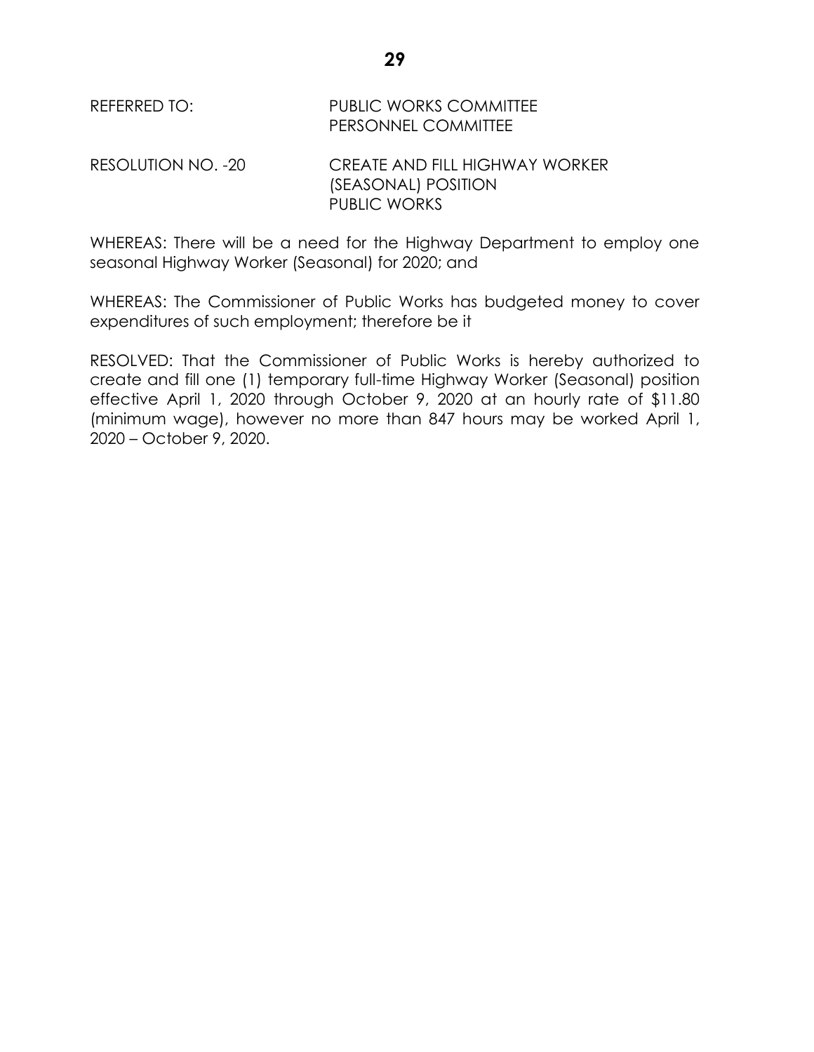REFERRED TO: PUBLIC WORKS COMMITTEE
PERSONNEL COMMITTEE

RESOLUTION NO. -20 CREATE AND FILL HIGHWAY WORKER (SEASONAL) POSITION
PUBLIC WORKS

WHEREAS: There will be a need for the Highway Department to employ one seasonal Highway Worker (Seasonal) for 2020; and

WHEREAS: The Commissioner of Public Works has budgeted money to cover expenditures of such employment; therefore be it

RESOLVED: That the Commissioner of Public Works is hereby authorized to create and fill one (1) temporary full-time Highway Worker (Seasonal) position effective April 1, 2020 through October 9, 2020 at an hourly rate of $11.80 (minimum wage), however no more than 847 hours may be worked April 1, 2020 – October 9, 2020.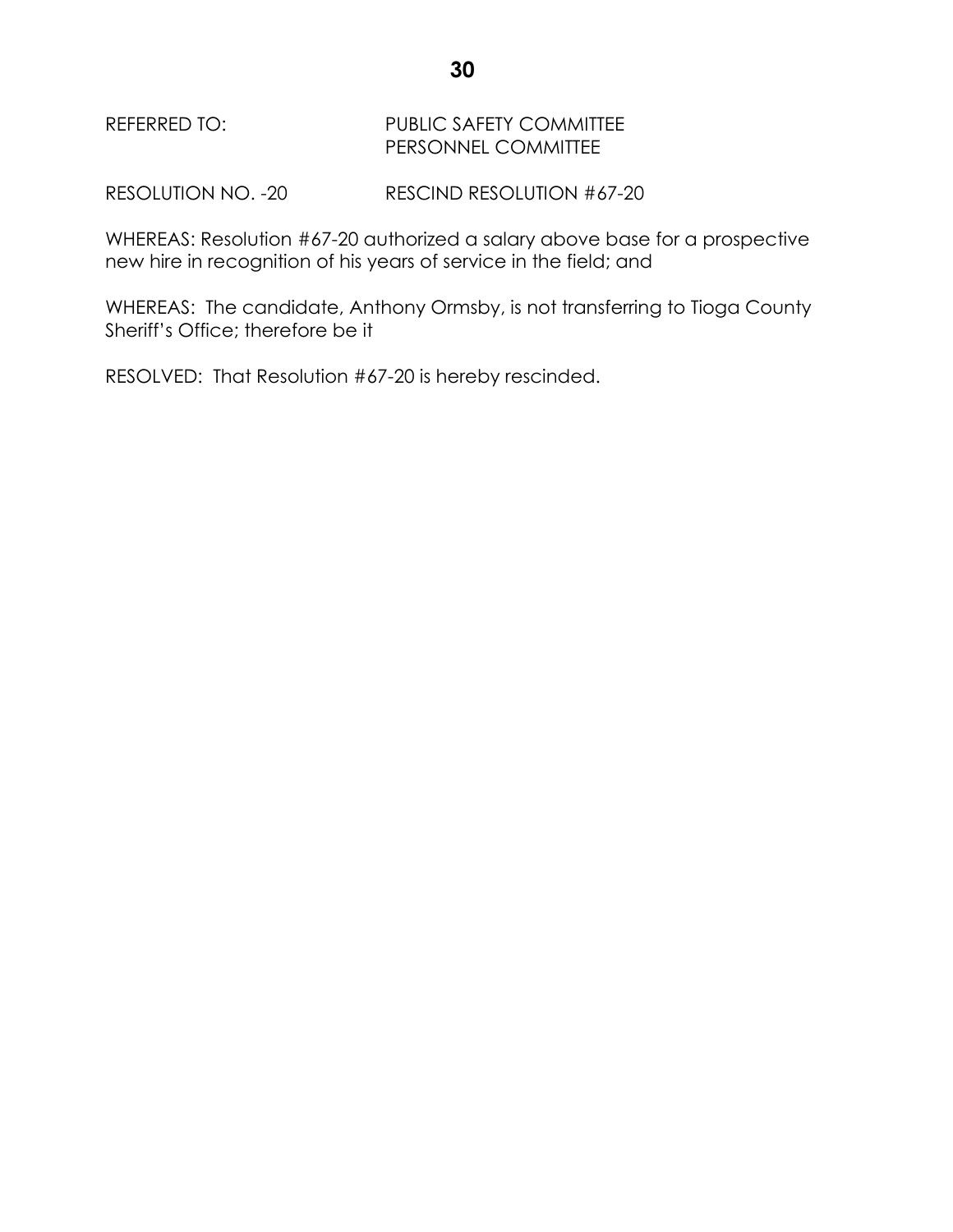REFERRED TO: PUBLIC SAFETY COMMITTEE
PERSONNEL COMMITTEE

RESOLUTION NO. -20 RESCIND RESOLUTION #67-20

WHEREAS: Resolution #67-20 authorized a salary above base for a prospective new hire in recognition of his years of service in the field; and

WHEREAS: The candidate, Anthony Ormsby, is not transferring to Tioga County Sheriff's Office; therefore be it

RESOLVED: That Resolution #67-20 is hereby rescinded.